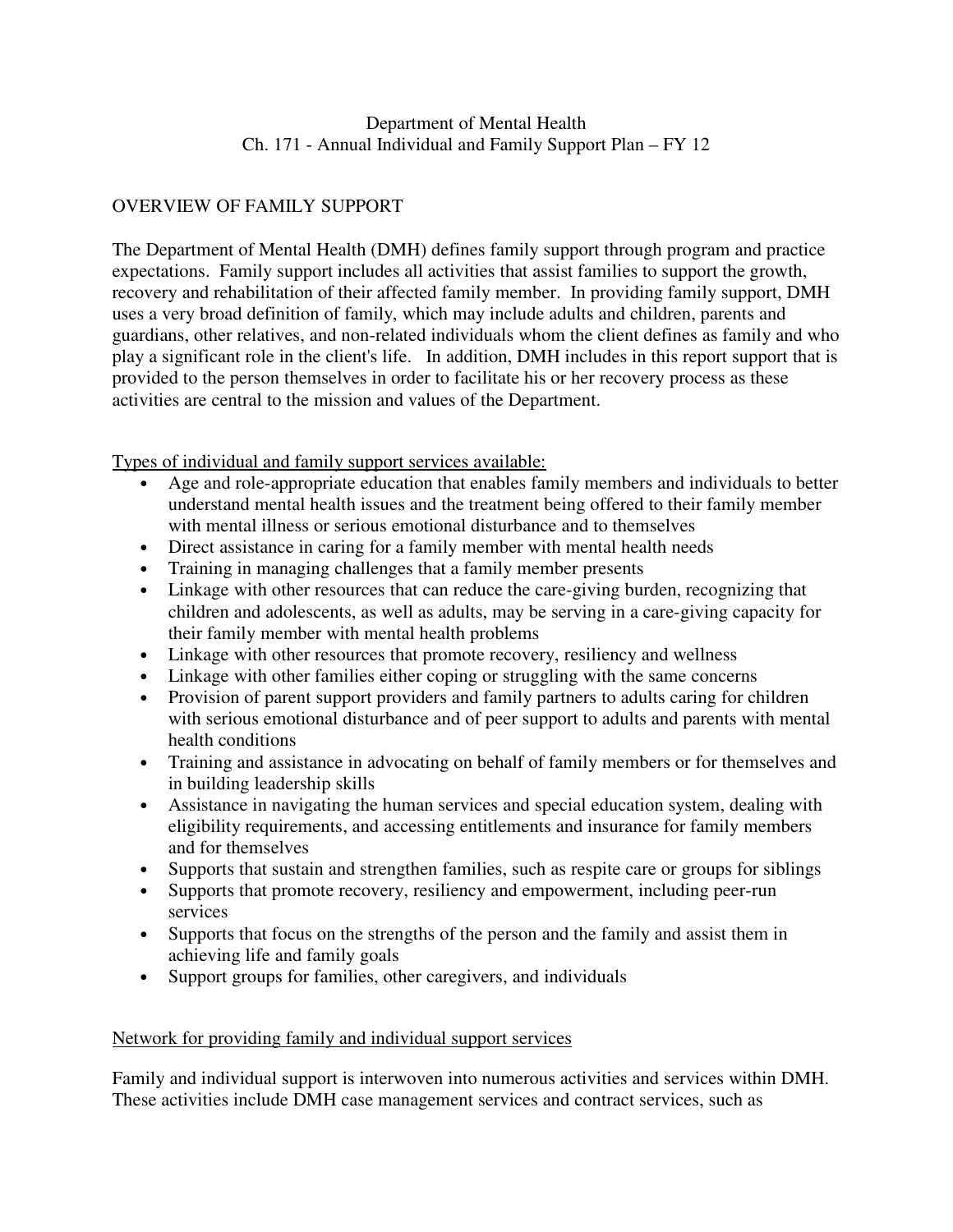# Department of Mental Health
## Ch. 171 - Annual Individual and Family Support Plan – FY 12

## OVERVIEW OF FAMILY SUPPORT

The Department of Mental Health (DMH) defines family support through program and practice expectations. Family support includes all activities that assist families to support the growth, recovery and rehabilitation of their affected family member. In providing family support, DMH uses a very broad definition of family, which may include adults and children, parents and guardians, other relatives, and non-related individuals whom the client defines as family and who play a significant role in the client's life. In addition, DMH includes in this report support that is provided to the person themselves in order to facilitate his or her recovery process as these activities are central to the mission and values of the Department.

<u>Types of individual and family support services available:</u>

- Age and role-appropriate education that enables family members and individuals to better understand mental health issues and the treatment being offered to their family member with mental illness or serious emotional disturbance and to themselves
- Direct assistance in caring for a family member with mental health needs
- Training in managing challenges that a family member presents
- Linkage with other resources that can reduce the care-giving burden, recognizing that children and adolescents, as well as adults, may be serving in a care-giving capacity for their family member with mental health problems
- Linkage with other resources that promote recovery, resiliency and wellness
- Linkage with other families either coping or struggling with the same concerns
- Provision of parent support providers and family partners to adults caring for children with serious emotional disturbance and of peer support to adults and parents with mental health conditions
- Training and assistance in advocating on behalf of family members or for themselves and in building leadership skills
- Assistance in navigating the human services and special education system, dealing with eligibility requirements, and accessing entitlements and insurance for family members and for themselves
- Supports that sustain and strengthen families, such as respite care or groups for siblings
- Supports that promote recovery, resiliency and empowerment, including peer-run services
- Supports that focus on the strengths of the person and the family and assist them in achieving life and family goals
- Support groups for families, other caregivers, and individuals

<u>Network for providing family and individual support services</u>

Family and individual support is interwoven into numerous activities and services within DMH. These activities include DMH case management services and contract services, such as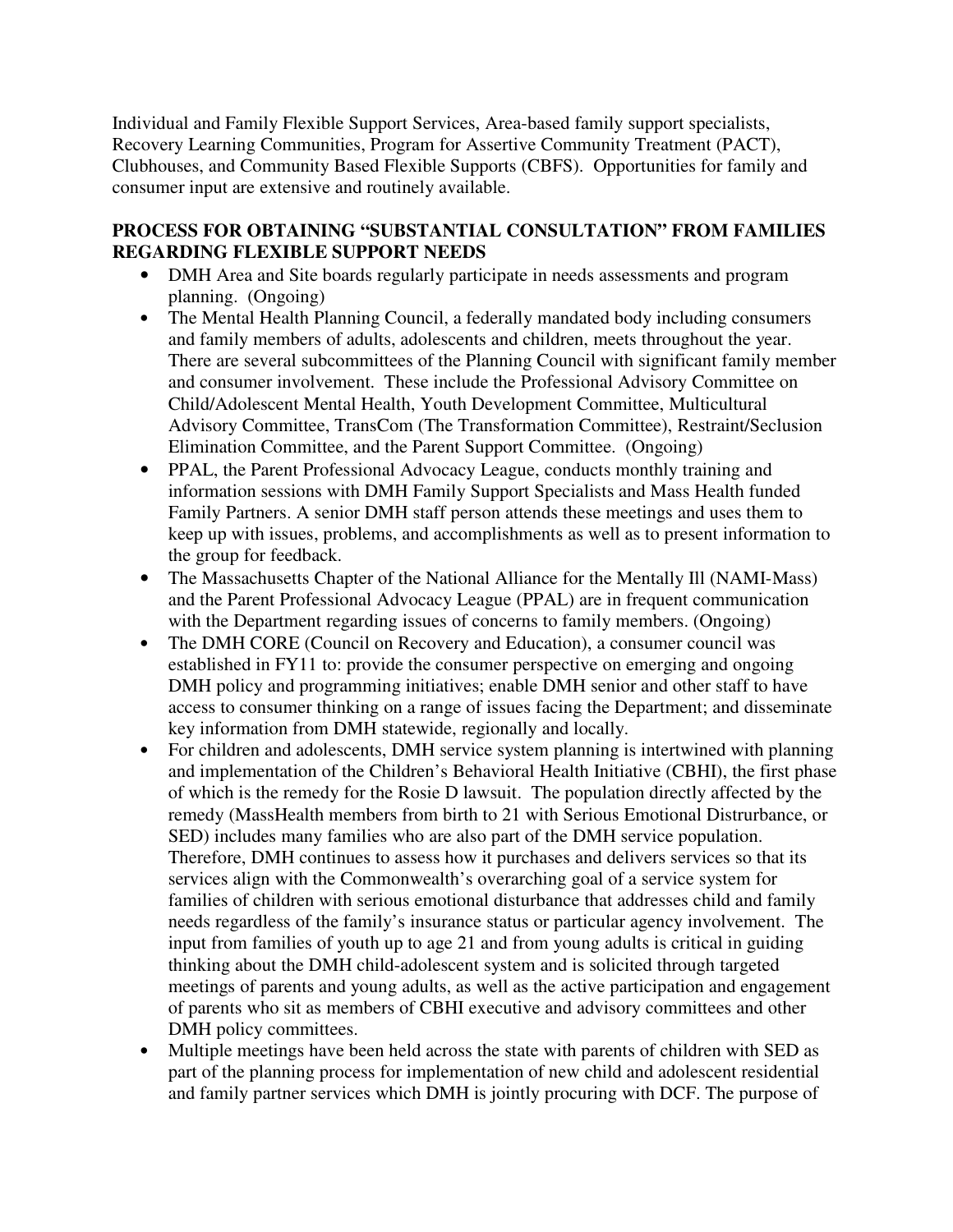Individual and Family Flexible Support Services, Area-based family support specialists, Recovery Learning Communities, Program for Assertive Community Treatment (PACT), Clubhouses, and Community Based Flexible Supports (CBFS). Opportunities for family and consumer input are extensive and routinely available.

**PROCESS FOR OBTAINING "SUBSTANTIAL CONSULTATION" FROM FAMILIES REGARDING FLEXIBLE SUPPORT NEEDS**

- DMH Area and Site boards regularly participate in needs assessments and program planning. (Ongoing)
- The Mental Health Planning Council, a federally mandated body including consumers and family members of adults, adolescents and children, meets throughout the year. There are several subcommittees of the Planning Council with significant family member and consumer involvement. These include the Professional Advisory Committee on Child/Adolescent Mental Health, Youth Development Committee, Multicultural Advisory Committee, TransCom (The Transformation Committee), Restraint/Seclusion Elimination Committee, and the Parent Support Committee. (Ongoing)
- PPAL, the Parent Professional Advocacy League, conducts monthly training and information sessions with DMH Family Support Specialists and Mass Health funded Family Partners. A senior DMH staff person attends these meetings and uses them to keep up with issues, problems, and accomplishments as well as to present information to the group for feedback.
- The Massachusetts Chapter of the National Alliance for the Mentally Ill (NAMI-Mass) and the Parent Professional Advocacy League (PPAL) are in frequent communication with the Department regarding issues of concerns to family members. (Ongoing)
- The DMH CORE (Council on Recovery and Education), a consumer council was established in FY11 to: provide the consumer perspective on emerging and ongoing DMH policy and programming initiatives; enable DMH senior and other staff to have access to consumer thinking on a range of issues facing the Department; and disseminate key information from DMH statewide, regionally and locally.
- For children and adolescents, DMH service system planning is intertwined with planning and implementation of the Children's Behavioral Health Initiative (CBHI), the first phase of which is the remedy for the Rosie D lawsuit. The population directly affected by the remedy (MassHealth members from birth to 21 with Serious Emotional Distrurbance, or SED) includes many families who are also part of the DMH service population. Therefore, DMH continues to assess how it purchases and delivers services so that its services align with the Commonwealth's overarching goal of a service system for families of children with serious emotional disturbance that addresses child and family needs regardless of the family's insurance status or particular agency involvement. The input from families of youth up to age 21 and from young adults is critical in guiding thinking about the DMH child-adolescent system and is solicited through targeted meetings of parents and young adults, as well as the active participation and engagement of parents who sit as members of CBHI executive and advisory committees and other DMH policy committees.
- Multiple meetings have been held across the state with parents of children with SED as part of the planning process for implementation of new child and adolescent residential and family partner services which DMH is jointly procuring with DCF. The purpose of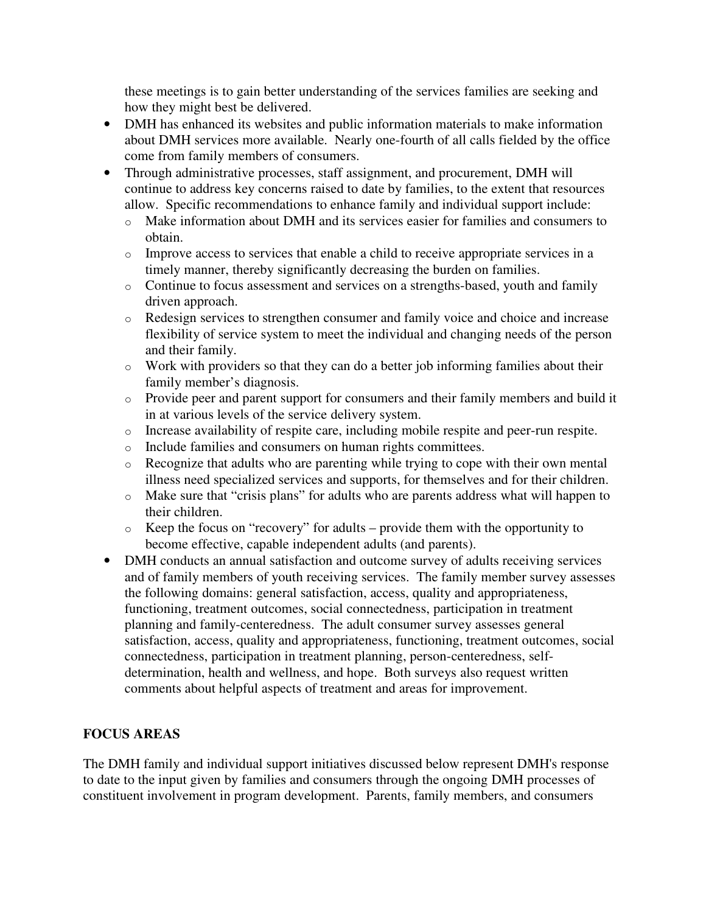these meetings is to gain better understanding of the services families are seeking and how they might best be delivered.

- DMH has enhanced its websites and public information materials to make information about DMH services more available. Nearly one-fourth of all calls fielded by the office come from family members of consumers.
- Through administrative processes, staff assignment, and procurement, DMH will continue to address key concerns raised to date by families, to the extent that resources allow. Specific recommendations to enhance family and individual support include:
  - Make information about DMH and its services easier for families and consumers to obtain.
  - Improve access to services that enable a child to receive appropriate services in a timely manner, thereby significantly decreasing the burden on families.
  - Continue to focus assessment and services on a strengths-based, youth and family driven approach.
  - Redesign services to strengthen consumer and family voice and choice and increase flexibility of service system to meet the individual and changing needs of the person and their family.
  - Work with providers so that they can do a better job informing families about their family member's diagnosis.
  - Provide peer and parent support for consumers and their family members and build it in at various levels of the service delivery system.
  - Increase availability of respite care, including mobile respite and peer-run respite.
  - Include families and consumers on human rights committees.
  - Recognize that adults who are parenting while trying to cope with their own mental illness need specialized services and supports, for themselves and for their children.
  - Make sure that "crisis plans" for adults who are parents address what will happen to their children.
  - Keep the focus on "recovery" for adults – provide them with the opportunity to become effective, capable independent adults (and parents).
- DMH conducts an annual satisfaction and outcome survey of adults receiving services and of family members of youth receiving services. The family member survey assesses the following domains: general satisfaction, access, quality and appropriateness, functioning, treatment outcomes, social connectedness, participation in treatment planning and family-centeredness. The adult consumer survey assesses general satisfaction, access, quality and appropriateness, functioning, treatment outcomes, social connectedness, participation in treatment planning, person-centeredness, self-determination, health and wellness, and hope. Both surveys also request written comments about helpful aspects of treatment and areas for improvement.

## FOCUS AREAS

The DMH family and individual support initiatives discussed below represent DMH's response to date to the input given by families and consumers through the ongoing DMH processes of constituent involvement in program development. Parents, family members, and consumers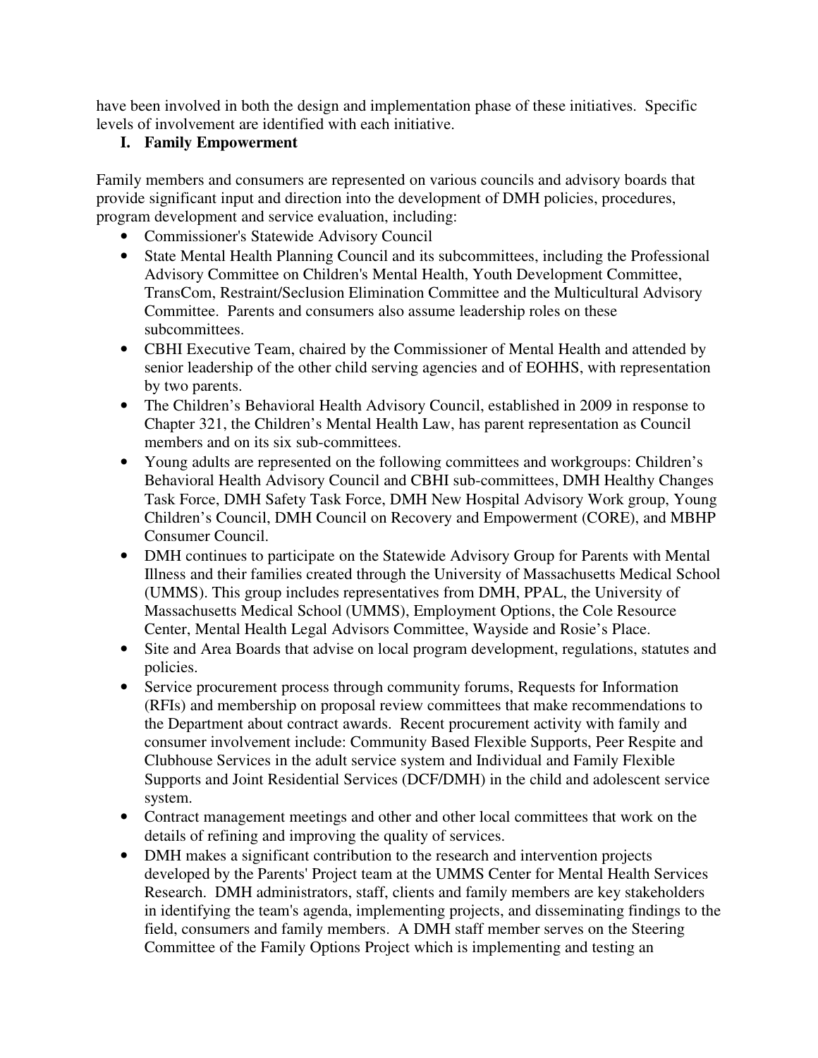have been involved in both the design and implementation phase of these initiatives. Specific levels of involvement are identified with each initiative.

## I. Family Empowerment

Family members and consumers are represented on various councils and advisory boards that provide significant input and direction into the development of DMH policies, procedures, program development and service evaluation, including:

- Commissioner's Statewide Advisory Council
- State Mental Health Planning Council and its subcommittees, including the Professional Advisory Committee on Children's Mental Health, Youth Development Committee, TransCom, Restraint/Seclusion Elimination Committee and the Multicultural Advisory Committee. Parents and consumers also assume leadership roles on these subcommittees.
- CBHI Executive Team, chaired by the Commissioner of Mental Health and attended by senior leadership of the other child serving agencies and of EOHHS, with representation by two parents.
- The Children's Behavioral Health Advisory Council, established in 2009 in response to Chapter 321, the Children's Mental Health Law, has parent representation as Council members and on its six sub-committees.
- Young adults are represented on the following committees and workgroups: Children's Behavioral Health Advisory Council and CBHI sub-committees, DMH Healthy Changes Task Force, DMH Safety Task Force, DMH New Hospital Advisory Work group, Young Children's Council, DMH Council on Recovery and Empowerment (CORE), and MBHP Consumer Council.
- DMH continues to participate on the Statewide Advisory Group for Parents with Mental Illness and their families created through the University of Massachusetts Medical School (UMMS). This group includes representatives from DMH, PPAL, the University of Massachusetts Medical School (UMMS), Employment Options, the Cole Resource Center, Mental Health Legal Advisors Committee, Wayside and Rosie's Place.
- Site and Area Boards that advise on local program development, regulations, statutes and policies.
- Service procurement process through community forums, Requests for Information (RFIs) and membership on proposal review committees that make recommendations to the Department about contract awards. Recent procurement activity with family and consumer involvement include: Community Based Flexible Supports, Peer Respite and Clubhouse Services in the adult service system and Individual and Family Flexible Supports and Joint Residential Services (DCF/DMH) in the child and adolescent service system.
- Contract management meetings and other and other local committees that work on the details of refining and improving the quality of services.
- DMH makes a significant contribution to the research and intervention projects developed by the Parents' Project team at the UMMS Center for Mental Health Services Research. DMH administrators, staff, clients and family members are key stakeholders in identifying the team's agenda, implementing projects, and disseminating findings to the field, consumers and family members. A DMH staff member serves on the Steering Committee of the Family Options Project which is implementing and testing an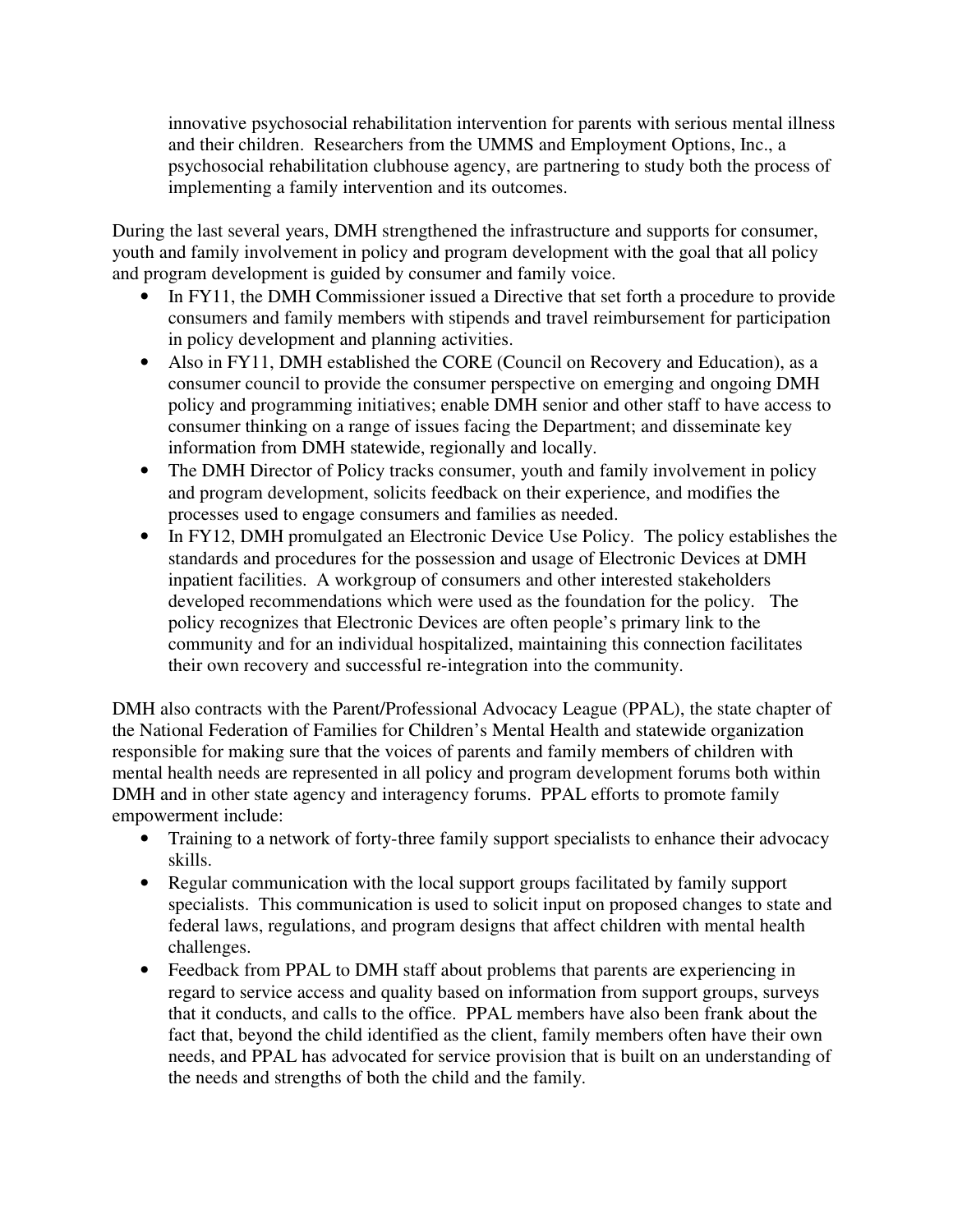innovative psychosocial rehabilitation intervention for parents with serious mental illness and their children. Researchers from the UMMS and Employment Options, Inc., a psychosocial rehabilitation clubhouse agency, are partnering to study both the process of implementing a family intervention and its outcomes.

During the last several years, DMH strengthened the infrastructure and supports for consumer, youth and family involvement in policy and program development with the goal that all policy and program development is guided by consumer and family voice.

- In FY11, the DMH Commissioner issued a Directive that set forth a procedure to provide consumers and family members with stipends and travel reimbursement for participation in policy development and planning activities.
- Also in FY11, DMH established the CORE (Council on Recovery and Education), as a consumer council to provide the consumer perspective on emerging and ongoing DMH policy and programming initiatives; enable DMH senior and other staff to have access to consumer thinking on a range of issues facing the Department; and disseminate key information from DMH statewide, regionally and locally.
- The DMH Director of Policy tracks consumer, youth and family involvement in policy and program development, solicits feedback on their experience, and modifies the processes used to engage consumers and families as needed.
- In FY12, DMH promulgated an Electronic Device Use Policy. The policy establishes the standards and procedures for the possession and usage of Electronic Devices at DMH inpatient facilities. A workgroup of consumers and other interested stakeholders developed recommendations which were used as the foundation for the policy. The policy recognizes that Electronic Devices are often people's primary link to the community and for an individual hospitalized, maintaining this connection facilitates their own recovery and successful re-integration into the community.

DMH also contracts with the Parent/Professional Advocacy League (PPAL), the state chapter of the National Federation of Families for Children's Mental Health and statewide organization responsible for making sure that the voices of parents and family members of children with mental health needs are represented in all policy and program development forums both within DMH and in other state agency and interagency forums. PPAL efforts to promote family empowerment include:

- Training to a network of forty-three family support specialists to enhance their advocacy skills.
- Regular communication with the local support groups facilitated by family support specialists. This communication is used to solicit input on proposed changes to state and federal laws, regulations, and program designs that affect children with mental health challenges.
- Feedback from PPAL to DMH staff about problems that parents are experiencing in regard to service access and quality based on information from support groups, surveys that it conducts, and calls to the office. PPAL members have also been frank about the fact that, beyond the child identified as the client, family members often have their own needs, and PPAL has advocated for service provision that is built on an understanding of the needs and strengths of both the child and the family.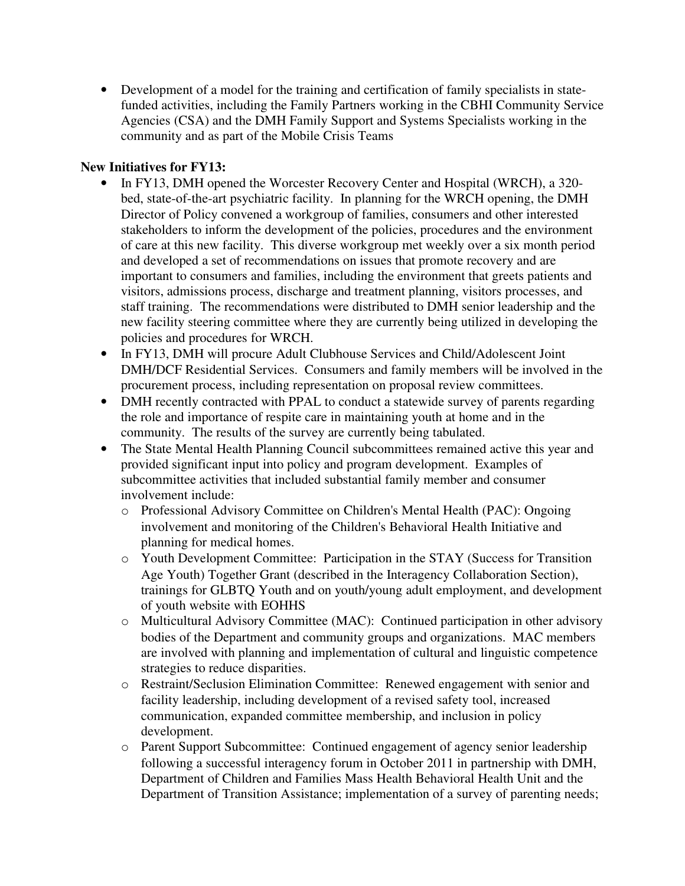- Development of a model for the training and certification of family specialists in state-funded activities, including the Family Partners working in the CBHI Community Service Agencies (CSA) and the DMH Family Support and Systems Specialists working in the community and as part of the Mobile Crisis Teams

**New Initiatives for FY13:**

- In FY13, DMH opened the Worcester Recovery Center and Hospital (WRCH), a 320-bed, state-of-the-art psychiatric facility. In planning for the WRCH opening, the DMH Director of Policy convened a workgroup of families, consumers and other interested stakeholders to inform the development of the policies, procedures and the environment of care at this new facility. This diverse workgroup met weekly over a six month period and developed a set of recommendations on issues that promote recovery and are important to consumers and families, including the environment that greets patients and visitors, admissions process, discharge and treatment planning, visitors processes, and staff training. The recommendations were distributed to DMH senior leadership and the new facility steering committee where they are currently being utilized in developing the policies and procedures for WRCH.
- In FY13, DMH will procure Adult Clubhouse Services and Child/Adolescent Joint DMH/DCF Residential Services. Consumers and family members will be involved in the procurement process, including representation on proposal review committees.
- DMH recently contracted with PPAL to conduct a statewide survey of parents regarding the role and importance of respite care in maintaining youth at home and in the community. The results of the survey are currently being tabulated.
- The State Mental Health Planning Council subcommittees remained active this year and provided significant input into policy and program development. Examples of subcommittee activities that included substantial family member and consumer involvement include:
  - Professional Advisory Committee on Children's Mental Health (PAC): Ongoing involvement and monitoring of the Children's Behavioral Health Initiative and planning for medical homes.
  - Youth Development Committee: Participation in the STAY (Success for Transition Age Youth) Together Grant (described in the Interagency Collaboration Section), trainings for GLBTQ Youth and on youth/young adult employment, and development of youth website with EOHHS
  - Multicultural Advisory Committee (MAC): Continued participation in other advisory bodies of the Department and community groups and organizations. MAC members are involved with planning and implementation of cultural and linguistic competence strategies to reduce disparities.
  - Restraint/Seclusion Elimination Committee: Renewed engagement with senior and facility leadership, including development of a revised safety tool, increased communication, expanded committee membership, and inclusion in policy development.
  - Parent Support Subcommittee: Continued engagement of agency senior leadership following a successful interagency forum in October 2011 in partnership with DMH, Department of Children and Families Mass Health Behavioral Health Unit and the Department of Transition Assistance; implementation of a survey of parenting needs;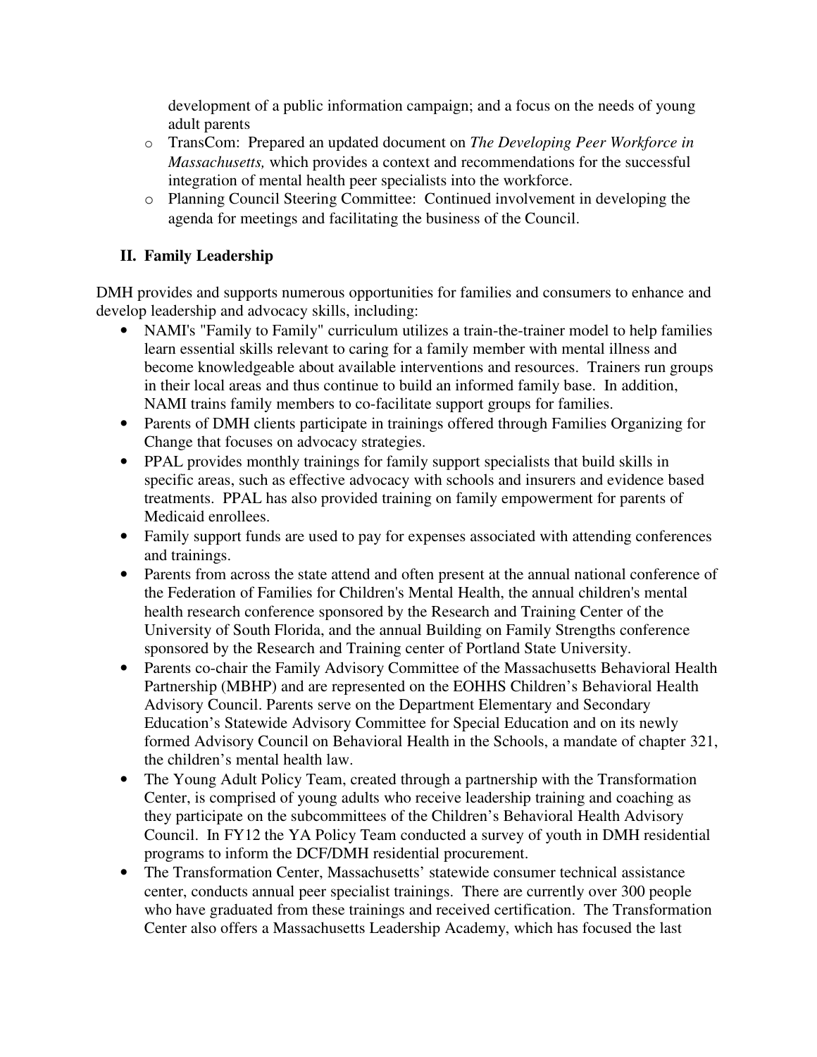development of a public information campaign; and a focus on the needs of young adult parents

- TransCom: Prepared an updated document on *The Developing Peer Workforce in Massachusetts,* which provides a context and recommendations for the successful integration of mental health peer specialists into the workforce.
- Planning Council Steering Committee: Continued involvement in developing the agenda for meetings and facilitating the business of the Council.

## II. Family Leadership

DMH provides and supports numerous opportunities for families and consumers to enhance and develop leadership and advocacy skills, including:

- NAMI's "Family to Family" curriculum utilizes a train-the-trainer model to help families learn essential skills relevant to caring for a family member with mental illness and become knowledgeable about available interventions and resources. Trainers run groups in their local areas and thus continue to build an informed family base. In addition, NAMI trains family members to co-facilitate support groups for families.
- Parents of DMH clients participate in trainings offered through Families Organizing for Change that focuses on advocacy strategies.
- PPAL provides monthly trainings for family support specialists that build skills in specific areas, such as effective advocacy with schools and insurers and evidence based treatments. PPAL has also provided training on family empowerment for parents of Medicaid enrollees.
- Family support funds are used to pay for expenses associated with attending conferences and trainings.
- Parents from across the state attend and often present at the annual national conference of the Federation of Families for Children's Mental Health, the annual children's mental health research conference sponsored by the Research and Training Center of the University of South Florida, and the annual Building on Family Strengths conference sponsored by the Research and Training center of Portland State University.
- Parents co-chair the Family Advisory Committee of the Massachusetts Behavioral Health Partnership (MBHP) and are represented on the EOHHS Children's Behavioral Health Advisory Council. Parents serve on the Department Elementary and Secondary Education's Statewide Advisory Committee for Special Education and on its newly formed Advisory Council on Behavioral Health in the Schools, a mandate of chapter 321, the children's mental health law.
- The Young Adult Policy Team, created through a partnership with the Transformation Center, is comprised of young adults who receive leadership training and coaching as they participate on the subcommittees of the Children's Behavioral Health Advisory Council. In FY12 the YA Policy Team conducted a survey of youth in DMH residential programs to inform the DCF/DMH residential procurement.
- The Transformation Center, Massachusetts' statewide consumer technical assistance center, conducts annual peer specialist trainings. There are currently over 300 people who have graduated from these trainings and received certification. The Transformation Center also offers a Massachusetts Leadership Academy, which has focused the last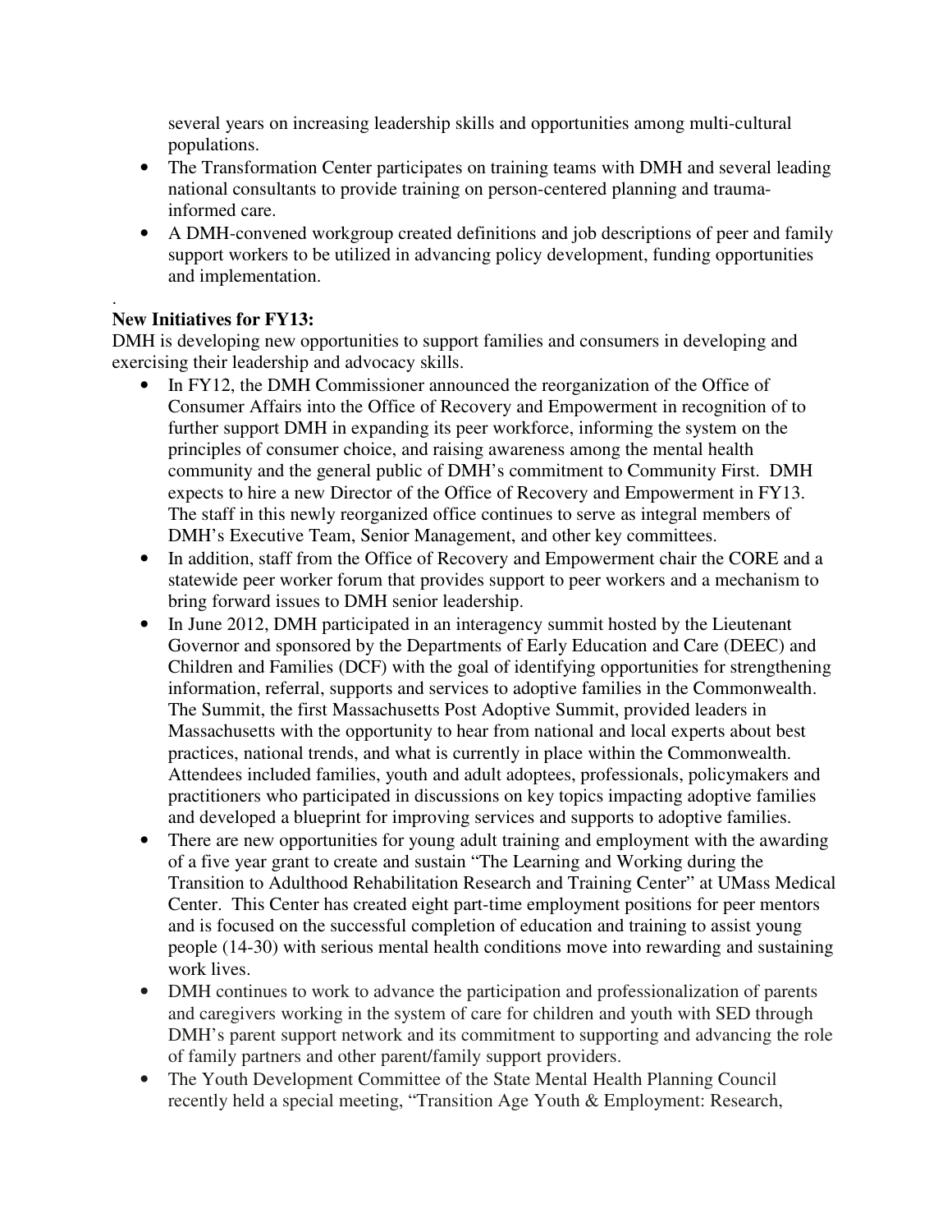several years on increasing leadership skills and opportunities among multi-cultural populations.

- The Transformation Center participates on training teams with DMH and several leading national consultants to provide training on person-centered planning and trauma-informed care.
- A DMH-convened workgroup created definitions and job descriptions of peer and family support workers to be utilized in advancing policy development, funding opportunities and implementation.

.

**New Initiatives for FY13:**

DMH is developing new opportunities to support families and consumers in developing and exercising their leadership and advocacy skills.

- In FY12, the DMH Commissioner announced the reorganization of the Office of Consumer Affairs into the Office of Recovery and Empowerment in recognition of to further support DMH in expanding its peer workforce, informing the system on the principles of consumer choice, and raising awareness among the mental health community and the general public of DMH's commitment to Community First. DMH expects to hire a new Director of the Office of Recovery and Empowerment in FY13. The staff in this newly reorganized office continues to serve as integral members of DMH's Executive Team, Senior Management, and other key committees.
- In addition, staff from the Office of Recovery and Empowerment chair the CORE and a statewide peer worker forum that provides support to peer workers and a mechanism to bring forward issues to DMH senior leadership.
- In June 2012, DMH participated in an interagency summit hosted by the Lieutenant Governor and sponsored by the Departments of Early Education and Care (DEEC) and Children and Families (DCF) with the goal of identifying opportunities for strengthening information, referral, supports and services to adoptive families in the Commonwealth. The Summit, the first Massachusetts Post Adoptive Summit, provided leaders in Massachusetts with the opportunity to hear from national and local experts about best practices, national trends, and what is currently in place within the Commonwealth. Attendees included families, youth and adult adoptees, professionals, policymakers and practitioners who participated in discussions on key topics impacting adoptive families and developed a blueprint for improving services and supports to adoptive families.
- There are new opportunities for young adult training and employment with the awarding of a five year grant to create and sustain "The Learning and Working during the Transition to Adulthood Rehabilitation Research and Training Center" at UMass Medical Center. This Center has created eight part-time employment positions for peer mentors and is focused on the successful completion of education and training to assist young people (14-30) with serious mental health conditions move into rewarding and sustaining work lives.
- DMH continues to work to advance the participation and professionalization of parents and caregivers working in the system of care for children and youth with SED through DMH's parent support network and its commitment to supporting and advancing the role of family partners and other parent/family support providers.
- The Youth Development Committee of the State Mental Health Planning Council recently held a special meeting, "Transition Age Youth & Employment: Research,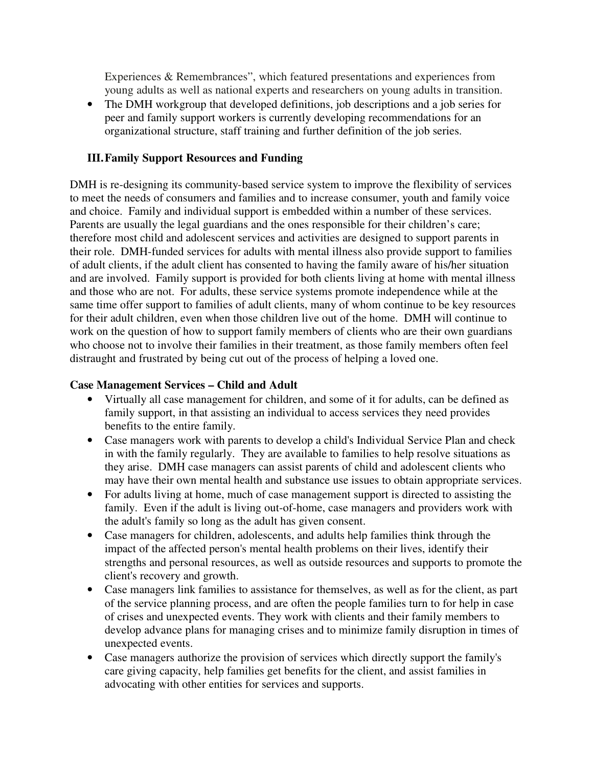Experiences & Remembrances", which featured presentations and experiences from young adults as well as national experts and researchers on young adults in transition.

- The DMH workgroup that developed definitions, job descriptions and a job series for peer and family support workers is currently developing recommendations for an organizational structure, staff training and further definition of the job series.

## III. Family Support Resources and Funding

DMH is re-designing its community-based service system to improve the flexibility of services to meet the needs of consumers and families and to increase consumer, youth and family voice and choice. Family and individual support is embedded within a number of these services. Parents are usually the legal guardians and the ones responsible for their children's care; therefore most child and adolescent services and activities are designed to support parents in their role. DMH-funded services for adults with mental illness also provide support to families of adult clients, if the adult client has consented to having the family aware of his/her situation and are involved. Family support is provided for both clients living at home with mental illness and those who are not. For adults, these service systems promote independence while at the same time offer support to families of adult clients, many of whom continue to be key resources for their adult children, even when those children live out of the home. DMH will continue to work on the question of how to support family members of clients who are their own guardians who choose not to involve their families in their treatment, as those family members often feel distraught and frustrated by being cut out of the process of helping a loved one.

### Case Management Services – Child and Adult

- Virtually all case management for children, and some of it for adults, can be defined as family support, in that assisting an individual to access services they need provides benefits to the entire family.
- Case managers work with parents to develop a child's Individual Service Plan and check in with the family regularly. They are available to families to help resolve situations as they arise. DMH case managers can assist parents of child and adolescent clients who may have their own mental health and substance use issues to obtain appropriate services.
- For adults living at home, much of case management support is directed to assisting the family. Even if the adult is living out-of-home, case managers and providers work with the adult's family so long as the adult has given consent.
- Case managers for children, adolescents, and adults help families think through the impact of the affected person's mental health problems on their lives, identify their strengths and personal resources, as well as outside resources and supports to promote the client's recovery and growth.
- Case managers link families to assistance for themselves, as well as for the client, as part of the service planning process, and are often the people families turn to for help in case of crises and unexpected events. They work with clients and their family members to develop advance plans for managing crises and to minimize family disruption in times of unexpected events.
- Case managers authorize the provision of services which directly support the family's care giving capacity, help families get benefits for the client, and assist families in advocating with other entities for services and supports.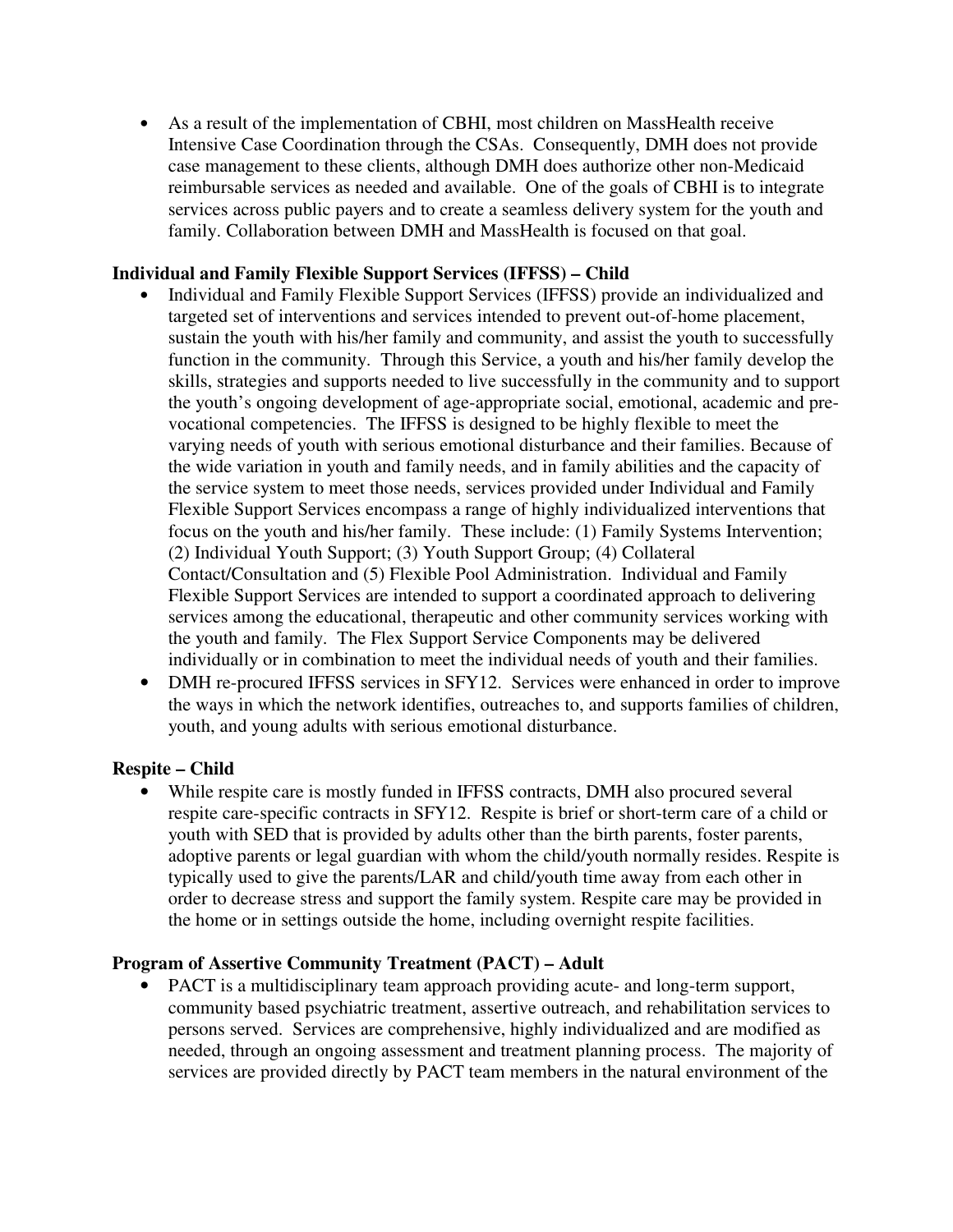- As a result of the implementation of CBHI, most children on MassHealth receive Intensive Case Coordination through the CSAs. Consequently, DMH does not provide case management to these clients, although DMH does authorize other non-Medicaid reimbursable services as needed and available. One of the goals of CBHI is to integrate services across public payers and to create a seamless delivery system for the youth and family. Collaboration between DMH and MassHealth is focused on that goal.

**Individual and Family Flexible Support Services (IFFSS) – Child**

- Individual and Family Flexible Support Services (IFFSS) provide an individualized and targeted set of interventions and services intended to prevent out-of-home placement, sustain the youth with his/her family and community, and assist the youth to successfully function in the community. Through this Service, a youth and his/her family develop the skills, strategies and supports needed to live successfully in the community and to support the youth's ongoing development of age-appropriate social, emotional, academic and pre-vocational competencies. The IFFSS is designed to be highly flexible to meet the varying needs of youth with serious emotional disturbance and their families. Because of the wide variation in youth and family needs, and in family abilities and the capacity of the service system to meet those needs, services provided under Individual and Family Flexible Support Services encompass a range of highly individualized interventions that focus on the youth and his/her family. These include: (1) Family Systems Intervention; (2) Individual Youth Support; (3) Youth Support Group; (4) Collateral Contact/Consultation and (5) Flexible Pool Administration. Individual and Family Flexible Support Services are intended to support a coordinated approach to delivering services among the educational, therapeutic and other community services working with the youth and family. The Flex Support Service Components may be delivered individually or in combination to meet the individual needs of youth and their families.
- DMH re-procured IFFSS services in SFY12. Services were enhanced in order to improve the ways in which the network identifies, outreaches to, and supports families of children, youth, and young adults with serious emotional disturbance.

**Respite – Child**

- While respite care is mostly funded in IFFSS contracts, DMH also procured several respite care-specific contracts in SFY12. Respite is brief or short-term care of a child or youth with SED that is provided by adults other than the birth parents, foster parents, adoptive parents or legal guardian with whom the child/youth normally resides. Respite is typically used to give the parents/LAR and child/youth time away from each other in order to decrease stress and support the family system. Respite care may be provided in the home or in settings outside the home, including overnight respite facilities.

**Program of Assertive Community Treatment (PACT) – Adult**

- PACT is a multidisciplinary team approach providing acute- and long-term support, community based psychiatric treatment, assertive outreach, and rehabilitation services to persons served. Services are comprehensive, highly individualized and are modified as needed, through an ongoing assessment and treatment planning process. The majority of services are provided directly by PACT team members in the natural environment of the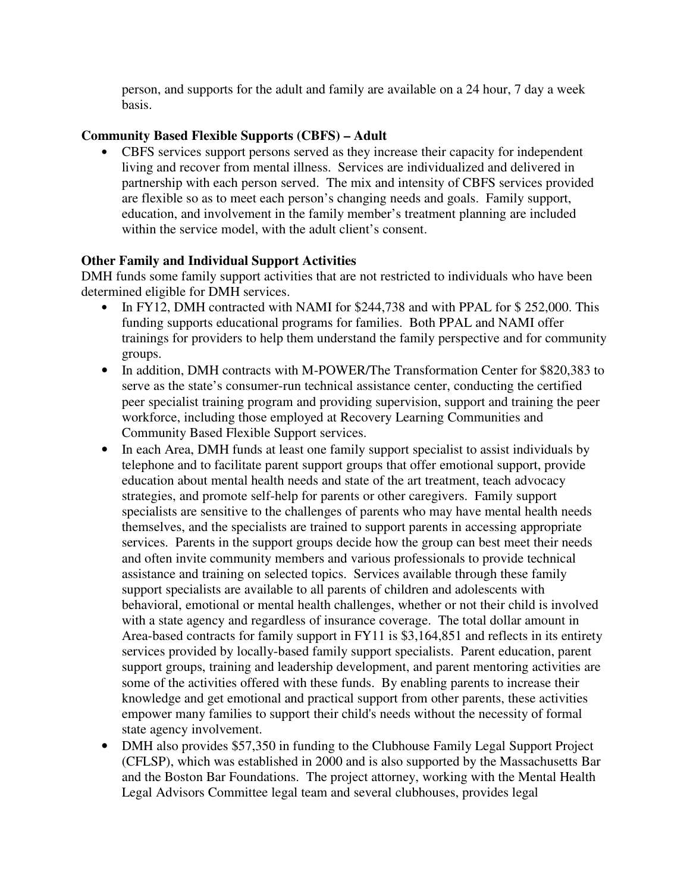person, and supports for the adult and family are available on a 24 hour, 7 day a week basis.

**Community Based Flexible Supports (CBFS) – Adult**

- CBFS services support persons served as they increase their capacity for independent living and recover from mental illness. Services are individualized and delivered in partnership with each person served. The mix and intensity of CBFS services provided are flexible so as to meet each person's changing needs and goals. Family support, education, and involvement in the family member's treatment planning are included within the service model, with the adult client's consent.

**Other Family and Individual Support Activities**

DMH funds some family support activities that are not restricted to individuals who have been determined eligible for DMH services.

- In FY12, DMH contracted with NAMI for $244,738 and with PPAL for $ 252,000. This funding supports educational programs for families. Both PPAL and NAMI offer trainings for providers to help them understand the family perspective and for community groups.
- In addition, DMH contracts with M-POWER/The Transformation Center for $820,383 to serve as the state's consumer-run technical assistance center, conducting the certified peer specialist training program and providing supervision, support and training the peer workforce, including those employed at Recovery Learning Communities and Community Based Flexible Support services.
- In each Area, DMH funds at least one family support specialist to assist individuals by telephone and to facilitate parent support groups that offer emotional support, provide education about mental health needs and state of the art treatment, teach advocacy strategies, and promote self-help for parents or other caregivers. Family support specialists are sensitive to the challenges of parents who may have mental health needs themselves, and the specialists are trained to support parents in accessing appropriate services. Parents in the support groups decide how the group can best meet their needs and often invite community members and various professionals to provide technical assistance and training on selected topics. Services available through these family support specialists are available to all parents of children and adolescents with behavioral, emotional or mental health challenges, whether or not their child is involved with a state agency and regardless of insurance coverage. The total dollar amount in Area-based contracts for family support in FY11 is $3,164,851 and reflects in its entirety services provided by locally-based family support specialists. Parent education, parent support groups, training and leadership development, and parent mentoring activities are some of the activities offered with these funds. By enabling parents to increase their knowledge and get emotional and practical support from other parents, these activities empower many families to support their child's needs without the necessity of formal state agency involvement.
- DMH also provides $57,350 in funding to the Clubhouse Family Legal Support Project (CFLSP), which was established in 2000 and is also supported by the Massachusetts Bar and the Boston Bar Foundations. The project attorney, working with the Mental Health Legal Advisors Committee legal team and several clubhouses, provides legal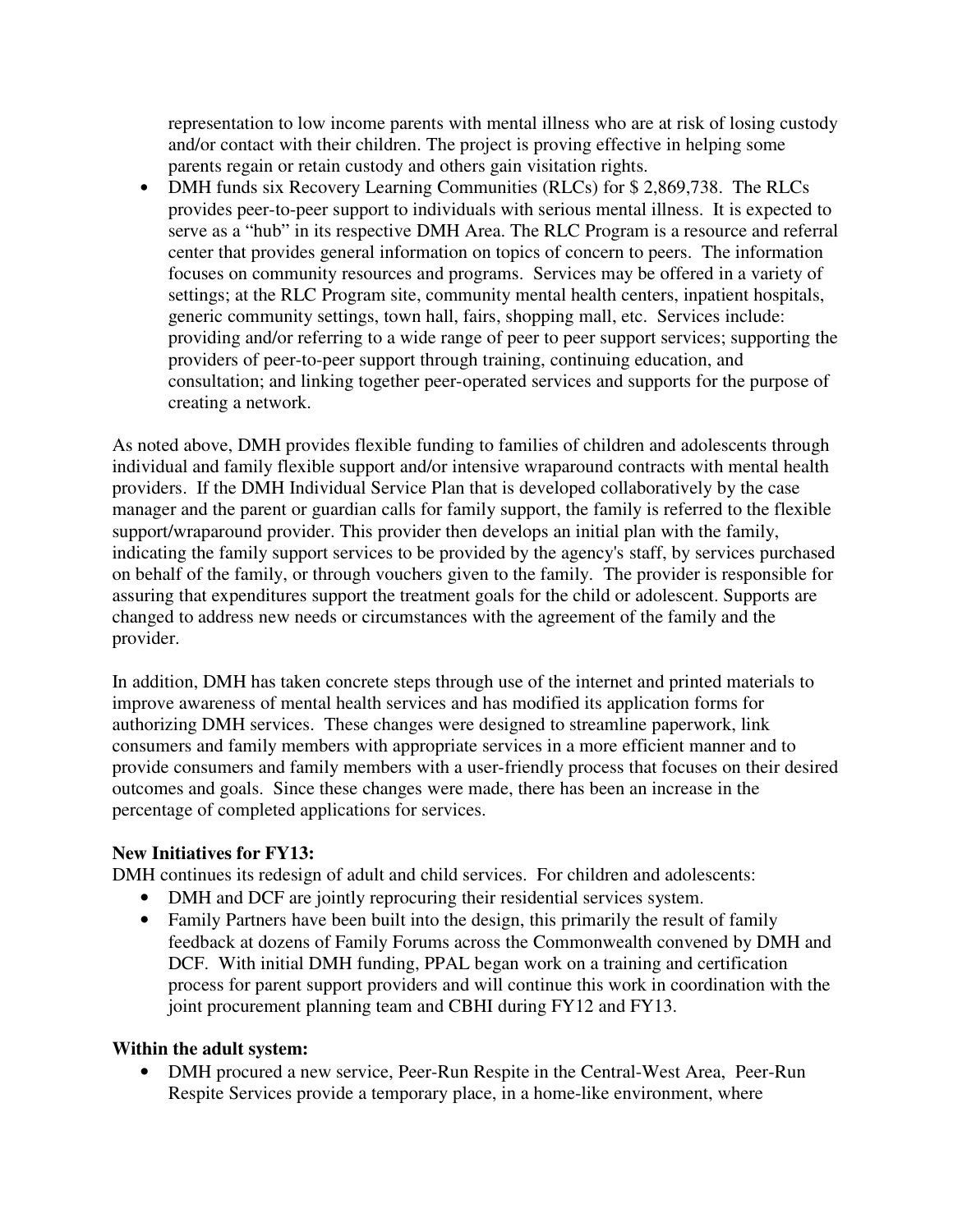representation to low income parents with mental illness who are at risk of losing custody and/or contact with their children. The project is proving effective in helping some parents regain or retain custody and others gain visitation rights.

- DMH funds six Recovery Learning Communities (RLCs) for $ 2,869,738. The RLCs provides peer-to-peer support to individuals with serious mental illness. It is expected to serve as a "hub" in its respective DMH Area. The RLC Program is a resource and referral center that provides general information on topics of concern to peers. The information focuses on community resources and programs. Services may be offered in a variety of settings; at the RLC Program site, community mental health centers, inpatient hospitals, generic community settings, town hall, fairs, shopping mall, etc. Services include: providing and/or referring to a wide range of peer to peer support services; supporting the providers of peer-to-peer support through training, continuing education, and consultation; and linking together peer-operated services and supports for the purpose of creating a network.

As noted above, DMH provides flexible funding to families of children and adolescents through individual and family flexible support and/or intensive wraparound contracts with mental health providers. If the DMH Individual Service Plan that is developed collaboratively by the case manager and the parent or guardian calls for family support, the family is referred to the flexible support/wraparound provider. This provider then develops an initial plan with the family, indicating the family support services to be provided by the agency's staff, by services purchased on behalf of the family, or through vouchers given to the family. The provider is responsible for assuring that expenditures support the treatment goals for the child or adolescent. Supports are changed to address new needs or circumstances with the agreement of the family and the provider.

In addition, DMH has taken concrete steps through use of the internet and printed materials to improve awareness of mental health services and has modified its application forms for authorizing DMH services. These changes were designed to streamline paperwork, link consumers and family members with appropriate services in a more efficient manner and to provide consumers and family members with a user-friendly process that focuses on their desired outcomes and goals. Since these changes were made, there has been an increase in the percentage of completed applications for services.

**New Initiatives for FY13:**

DMH continues its redesign of adult and child services. For children and adolescents:

- DMH and DCF are jointly reprocuring their residential services system.
- Family Partners have been built into the design, this primarily the result of family feedback at dozens of Family Forums across the Commonwealth convened by DMH and DCF. With initial DMH funding, PPAL began work on a training and certification process for parent support providers and will continue this work in coordination with the joint procurement planning team and CBHI during FY12 and FY13.

**Within the adult system:**

- DMH procured a new service, Peer-Run Respite in the Central-West Area, Peer-Run Respite Services provide a temporary place, in a home-like environment, where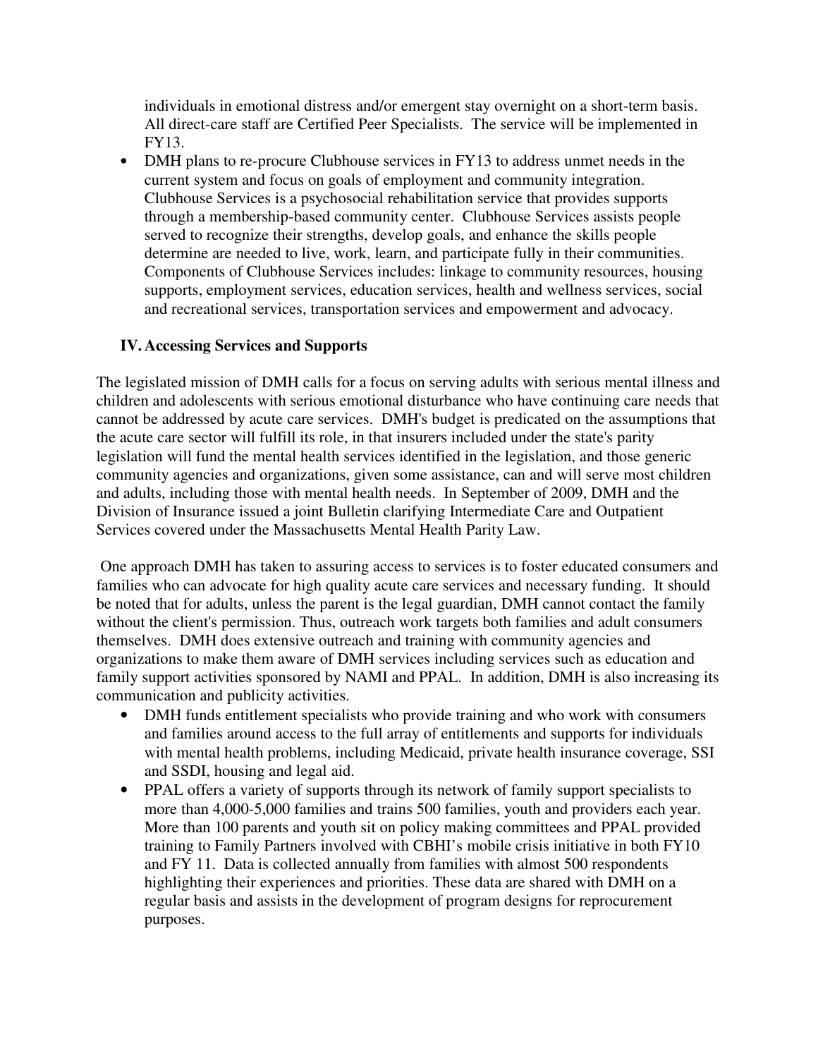individuals in emotional distress and/or emergent stay overnight on a short-term basis. All direct-care staff are Certified Peer Specialists. The service will be implemented in FY13.

- DMH plans to re-procure Clubhouse services in FY13 to address unmet needs in the current system and focus on goals of employment and community integration. Clubhouse Services is a psychosocial rehabilitation service that provides supports through a membership-based community center. Clubhouse Services assists people served to recognize their strengths, develop goals, and enhance the skills people determine are needed to live, work, learn, and participate fully in their communities. Components of Clubhouse Services includes: linkage to community resources, housing supports, employment services, education services, health and wellness services, social and recreational services, transportation services and empowerment and advocacy.

## IV. Accessing Services and Supports

The legislated mission of DMH calls for a focus on serving adults with serious mental illness and children and adolescents with serious emotional disturbance who have continuing care needs that cannot be addressed by acute care services. DMH's budget is predicated on the assumptions that the acute care sector will fulfill its role, in that insurers included under the state's parity legislation will fund the mental health services identified in the legislation, and those generic community agencies and organizations, given some assistance, can and will serve most children and adults, including those with mental health needs. In September of 2009, DMH and the Division of Insurance issued a joint Bulletin clarifying Intermediate Care and Outpatient Services covered under the Massachusetts Mental Health Parity Law.

One approach DMH has taken to assuring access to services is to foster educated consumers and families who can advocate for high quality acute care services and necessary funding. It should be noted that for adults, unless the parent is the legal guardian, DMH cannot contact the family without the client's permission. Thus, outreach work targets both families and adult consumers themselves. DMH does extensive outreach and training with community agencies and organizations to make them aware of DMH services including services such as education and family support activities sponsored by NAMI and PPAL. In addition, DMH is also increasing its communication and publicity activities.

- DMH funds entitlement specialists who provide training and who work with consumers and families around access to the full array of entitlements and supports for individuals with mental health problems, including Medicaid, private health insurance coverage, SSI and SSDI, housing and legal aid.
- PPAL offers a variety of supports through its network of family support specialists to more than 4,000-5,000 families and trains 500 families, youth and providers each year. More than 100 parents and youth sit on policy making committees and PPAL provided training to Family Partners involved with CBHI's mobile crisis initiative in both FY10 and FY 11. Data is collected annually from families with almost 500 respondents highlighting their experiences and priorities. These data are shared with DMH on a regular basis and assists in the development of program designs for reprocurement purposes.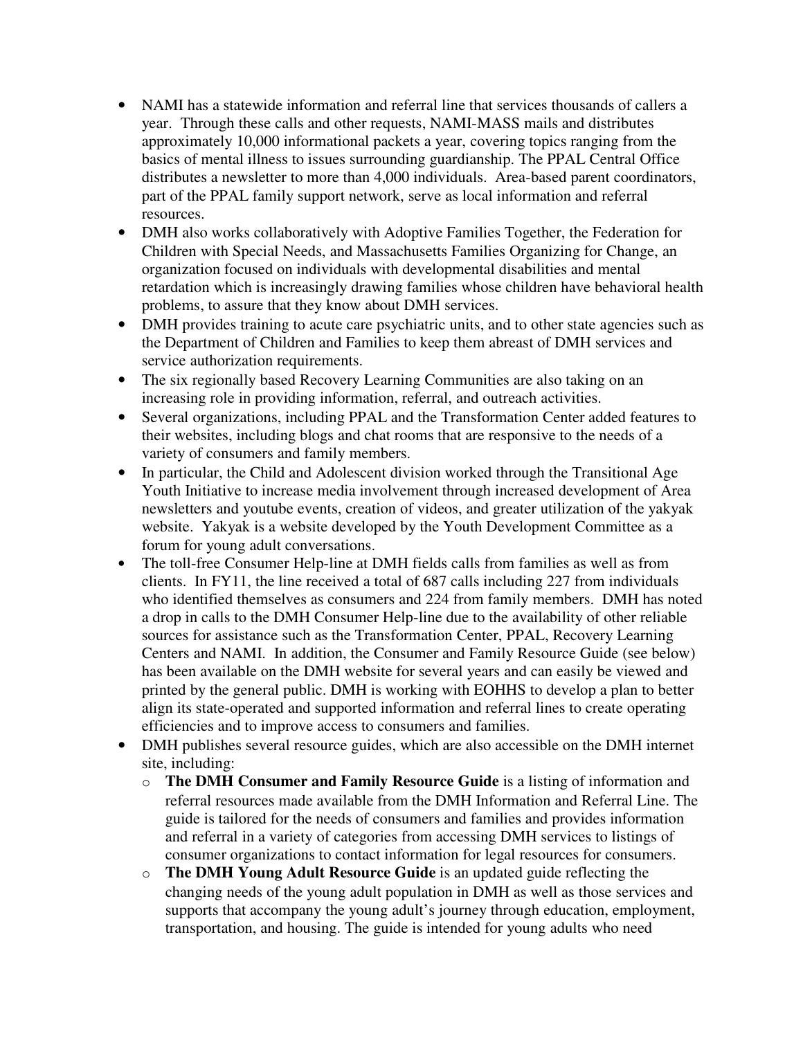- NAMI has a statewide information and referral line that services thousands of callers a year. Through these calls and other requests, NAMI-MASS mails and distributes approximately 10,000 informational packets a year, covering topics ranging from the basics of mental illness to issues surrounding guardianship. The PPAL Central Office distributes a newsletter to more than 4,000 individuals. Area-based parent coordinators, part of the PPAL family support network, serve as local information and referral resources.
- DMH also works collaboratively with Adoptive Families Together, the Federation for Children with Special Needs, and Massachusetts Families Organizing for Change, an organization focused on individuals with developmental disabilities and mental retardation which is increasingly drawing families whose children have behavioral health problems, to assure that they know about DMH services.
- DMH provides training to acute care psychiatric units, and to other state agencies such as the Department of Children and Families to keep them abreast of DMH services and service authorization requirements.
- The six regionally based Recovery Learning Communities are also taking on an increasing role in providing information, referral, and outreach activities.
- Several organizations, including PPAL and the Transformation Center added features to their websites, including blogs and chat rooms that are responsive to the needs of a variety of consumers and family members.
- In particular, the Child and Adolescent division worked through the Transitional Age Youth Initiative to increase media involvement through increased development of Area newsletters and youtube events, creation of videos, and greater utilization of the yakyak website. Yakyak is a website developed by the Youth Development Committee as a forum for young adult conversations.
- The toll-free Consumer Help-line at DMH fields calls from families as well as from clients. In FY11, the line received a total of 687 calls including 227 from individuals who identified themselves as consumers and 224 from family members. DMH has noted a drop in calls to the DMH Consumer Help-line due to the availability of other reliable sources for assistance such as the Transformation Center, PPAL, Recovery Learning Centers and NAMI. In addition, the Consumer and Family Resource Guide (see below) has been available on the DMH website for several years and can easily be viewed and printed by the general public. DMH is working with EOHHS to develop a plan to better align its state-operated and supported information and referral lines to create operating efficiencies and to improve access to consumers and families.
- DMH publishes several resource guides, which are also accessible on the DMH internet site, including:
  - **The DMH Consumer and Family Resource Guide** is a listing of information and referral resources made available from the DMH Information and Referral Line. The guide is tailored for the needs of consumers and families and provides information and referral in a variety of categories from accessing DMH services to listings of consumer organizations to contact information for legal resources for consumers.
  - **The DMH Young Adult Resource Guide** is an updated guide reflecting the changing needs of the young adult population in DMH as well as those services and supports that accompany the young adult's journey through education, employment, transportation, and housing. The guide is intended for young adults who need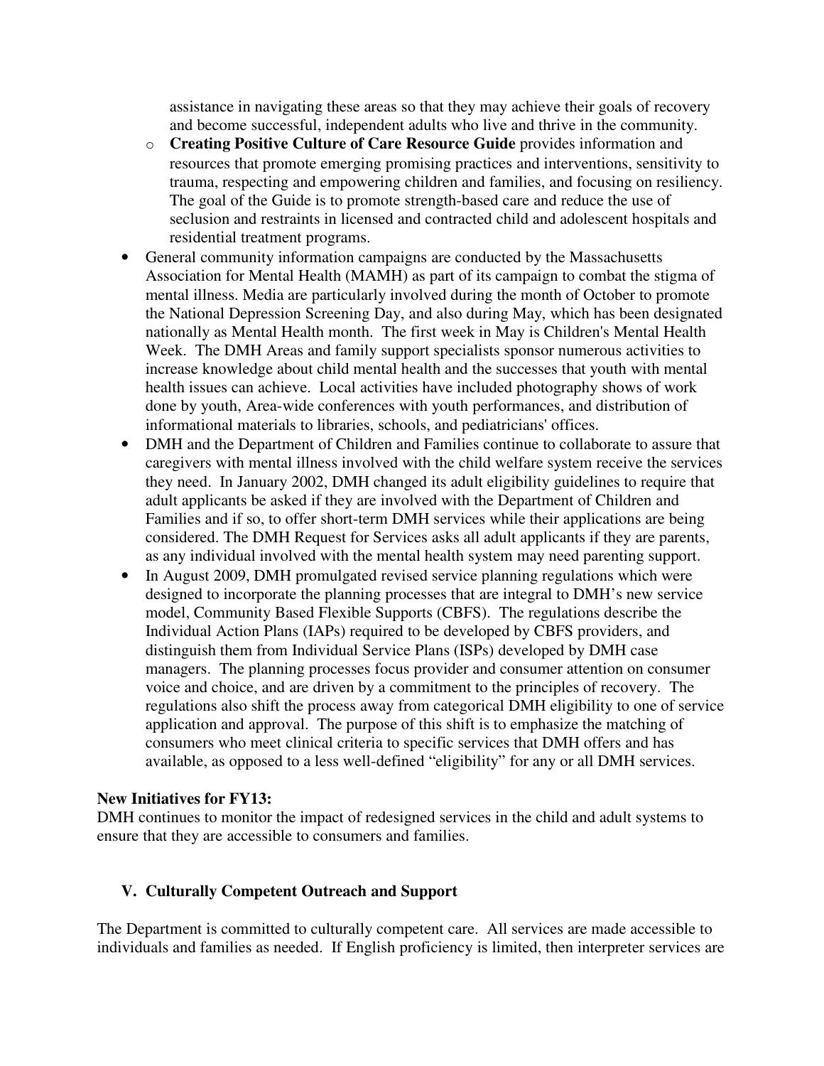assistance in navigating these areas so that they may achieve their goals of recovery and become successful, independent adults who live and thrive in the community.
  - **Creating Positive Culture of Care Resource Guide** provides information and resources that promote emerging promising practices and interventions, sensitivity to trauma, respecting and empowering children and families, and focusing on resiliency. The goal of the Guide is to promote strength-based care and reduce the use of seclusion and restraints in licensed and contracted child and adolescent hospitals and residential treatment programs.
- General community information campaigns are conducted by the Massachusetts Association for Mental Health (MAMH) as part of its campaign to combat the stigma of mental illness. Media are particularly involved during the month of October to promote the National Depression Screening Day, and also during May, which has been designated nationally as Mental Health month. The first week in May is Children's Mental Health Week. The DMH Areas and family support specialists sponsor numerous activities to increase knowledge about child mental health and the successes that youth with mental health issues can achieve. Local activities have included photography shows of work done by youth, Area-wide conferences with youth performances, and distribution of informational materials to libraries, schools, and pediatricians' offices.
- DMH and the Department of Children and Families continue to collaborate to assure that caregivers with mental illness involved with the child welfare system receive the services they need. In January 2002, DMH changed its adult eligibility guidelines to require that adult applicants be asked if they are involved with the Department of Children and Families and if so, to offer short-term DMH services while their applications are being considered. The DMH Request for Services asks all adult applicants if they are parents, as any individual involved with the mental health system may need parenting support.
- In August 2009, DMH promulgated revised service planning regulations which were designed to incorporate the planning processes that are integral to DMH's new service model, Community Based Flexible Supports (CBFS). The regulations describe the Individual Action Plans (IAPs) required to be developed by CBFS providers, and distinguish them from Individual Service Plans (ISPs) developed by DMH case managers. The planning processes focus provider and consumer attention on consumer voice and choice, and are driven by a commitment to the principles of recovery. The regulations also shift the process away from categorical DMH eligibility to one of service application and approval. The purpose of this shift is to emphasize the matching of consumers who meet clinical criteria to specific services that DMH offers and has available, as opposed to a less well-defined "eligibility" for any or all DMH services.

**New Initiatives for FY13:**
DMH continues to monitor the impact of redesigned services in the child and adult systems to ensure that they are accessible to consumers and families.

## V. Culturally Competent Outreach and Support

The Department is committed to culturally competent care. All services are made accessible to individuals and families as needed. If English proficiency is limited, then interpreter services are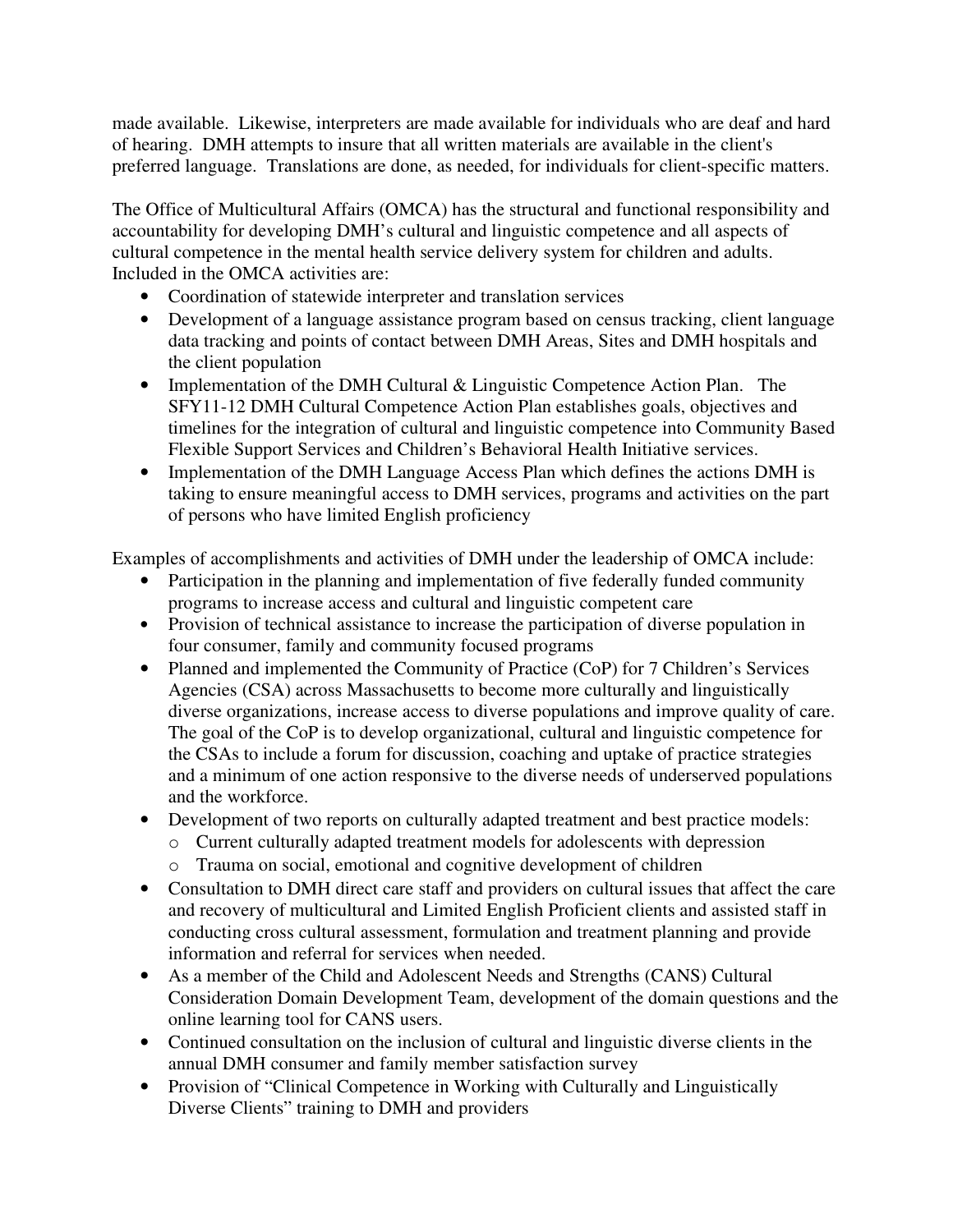made available. Likewise, interpreters are made available for individuals who are deaf and hard of hearing. DMH attempts to insure that all written materials are available in the client's preferred language. Translations are done, as needed, for individuals for client-specific matters.

The Office of Multicultural Affairs (OMCA) has the structural and functional responsibility and accountability for developing DMH's cultural and linguistic competence and all aspects of cultural competence in the mental health service delivery system for children and adults. Included in the OMCA activities are:

- Coordination of statewide interpreter and translation services
- Development of a language assistance program based on census tracking, client language data tracking and points of contact between DMH Areas, Sites and DMH hospitals and the client population
- Implementation of the DMH Cultural & Linguistic Competence Action Plan. The SFY11-12 DMH Cultural Competence Action Plan establishes goals, objectives and timelines for the integration of cultural and linguistic competence into Community Based Flexible Support Services and Children's Behavioral Health Initiative services.
- Implementation of the DMH Language Access Plan which defines the actions DMH is taking to ensure meaningful access to DMH services, programs and activities on the part of persons who have limited English proficiency

Examples of accomplishments and activities of DMH under the leadership of OMCA include:

- Participation in the planning and implementation of five federally funded community programs to increase access and cultural and linguistic competent care
- Provision of technical assistance to increase the participation of diverse population in four consumer, family and community focused programs
- Planned and implemented the Community of Practice (CoP) for 7 Children's Services Agencies (CSA) across Massachusetts to become more culturally and linguistically diverse organizations, increase access to diverse populations and improve quality of care. The goal of the CoP is to develop organizational, cultural and linguistic competence for the CSAs to include a forum for discussion, coaching and uptake of practice strategies and a minimum of one action responsive to the diverse needs of underserved populations and the workforce.
- Development of two reports on culturally adapted treatment and best practice models:
  - Current culturally adapted treatment models for adolescents with depression
  - Trauma on social, emotional and cognitive development of children
- Consultation to DMH direct care staff and providers on cultural issues that affect the care and recovery of multicultural and Limited English Proficient clients and assisted staff in conducting cross cultural assessment, formulation and treatment planning and provide information and referral for services when needed.
- As a member of the Child and Adolescent Needs and Strengths (CANS) Cultural Consideration Domain Development Team, development of the domain questions and the online learning tool for CANS users.
- Continued consultation on the inclusion of cultural and linguistic diverse clients in the annual DMH consumer and family member satisfaction survey
- Provision of "Clinical Competence in Working with Culturally and Linguistically Diverse Clients" training to DMH and providers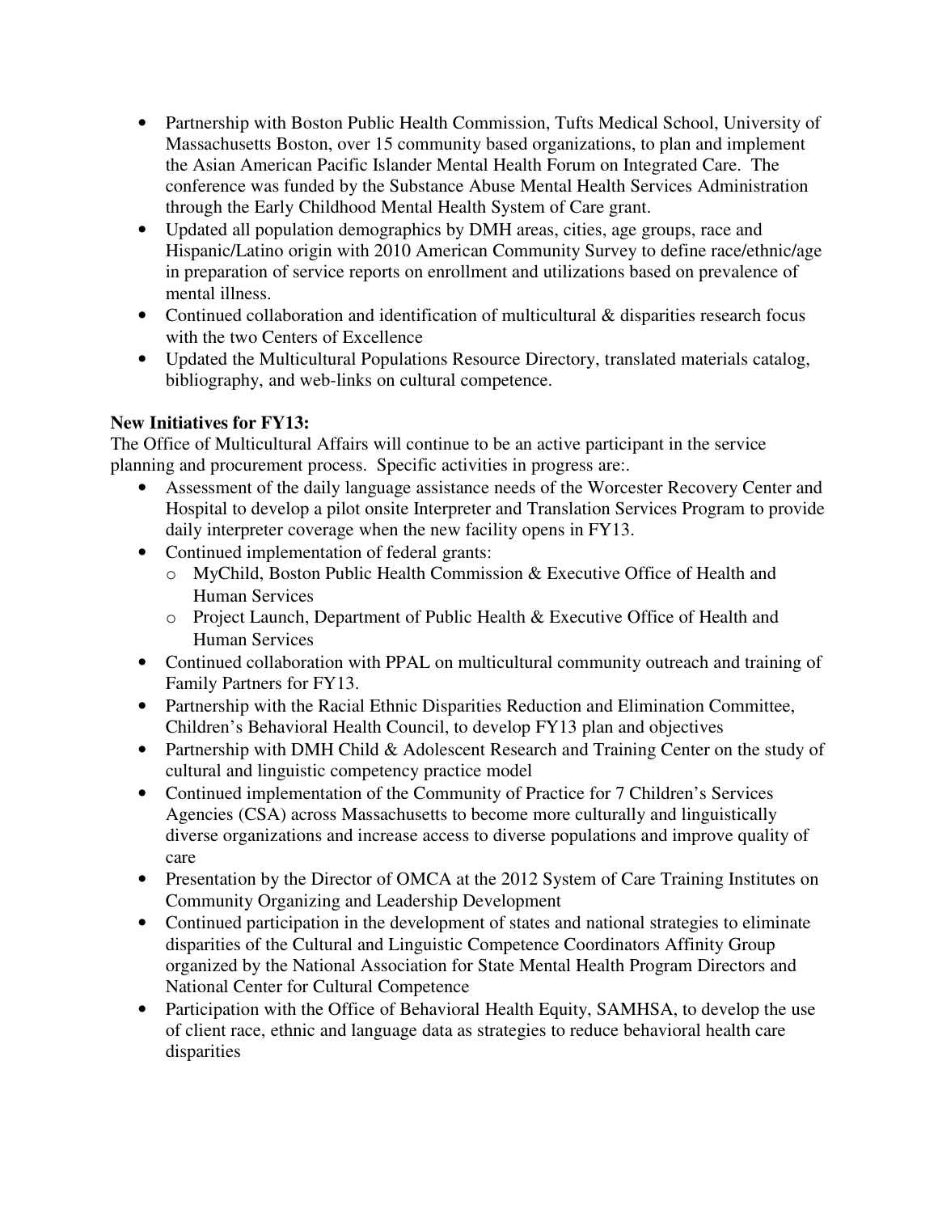- Partnership with Boston Public Health Commission, Tufts Medical School, University of Massachusetts Boston, over 15 community based organizations, to plan and implement the Asian American Pacific Islander Mental Health Forum on Integrated Care. The conference was funded by the Substance Abuse Mental Health Services Administration through the Early Childhood Mental Health System of Care grant.
- Updated all population demographics by DMH areas, cities, age groups, race and Hispanic/Latino origin with 2010 American Community Survey to define race/ethnic/age in preparation of service reports on enrollment and utilizations based on prevalence of mental illness.
- Continued collaboration and identification of multicultural & disparities research focus with the two Centers of Excellence
- Updated the Multicultural Populations Resource Directory, translated materials catalog, bibliography, and web-links on cultural competence.

**New Initiatives for FY13:**

The Office of Multicultural Affairs will continue to be an active participant in the service planning and procurement process. Specific activities in progress are:.

- Assessment of the daily language assistance needs of the Worcester Recovery Center and Hospital to develop a pilot onsite Interpreter and Translation Services Program to provide daily interpreter coverage when the new facility opens in FY13.
- Continued implementation of federal grants:
  - MyChild, Boston Public Health Commission & Executive Office of Health and Human Services
  - Project Launch, Department of Public Health & Executive Office of Health and Human Services
- Continued collaboration with PPAL on multicultural community outreach and training of Family Partners for FY13.
- Partnership with the Racial Ethnic Disparities Reduction and Elimination Committee, Children's Behavioral Health Council, to develop FY13 plan and objectives
- Partnership with DMH Child & Adolescent Research and Training Center on the study of cultural and linguistic competency practice model
- Continued implementation of the Community of Practice for 7 Children's Services Agencies (CSA) across Massachusetts to become more culturally and linguistically diverse organizations and increase access to diverse populations and improve quality of care
- Presentation by the Director of OMCA at the 2012 System of Care Training Institutes on Community Organizing and Leadership Development
- Continued participation in the development of states and national strategies to eliminate disparities of the Cultural and Linguistic Competence Coordinators Affinity Group organized by the National Association for State Mental Health Program Directors and National Center for Cultural Competence
- Participation with the Office of Behavioral Health Equity, SAMHSA, to develop the use of client race, ethnic and language data as strategies to reduce behavioral health care disparities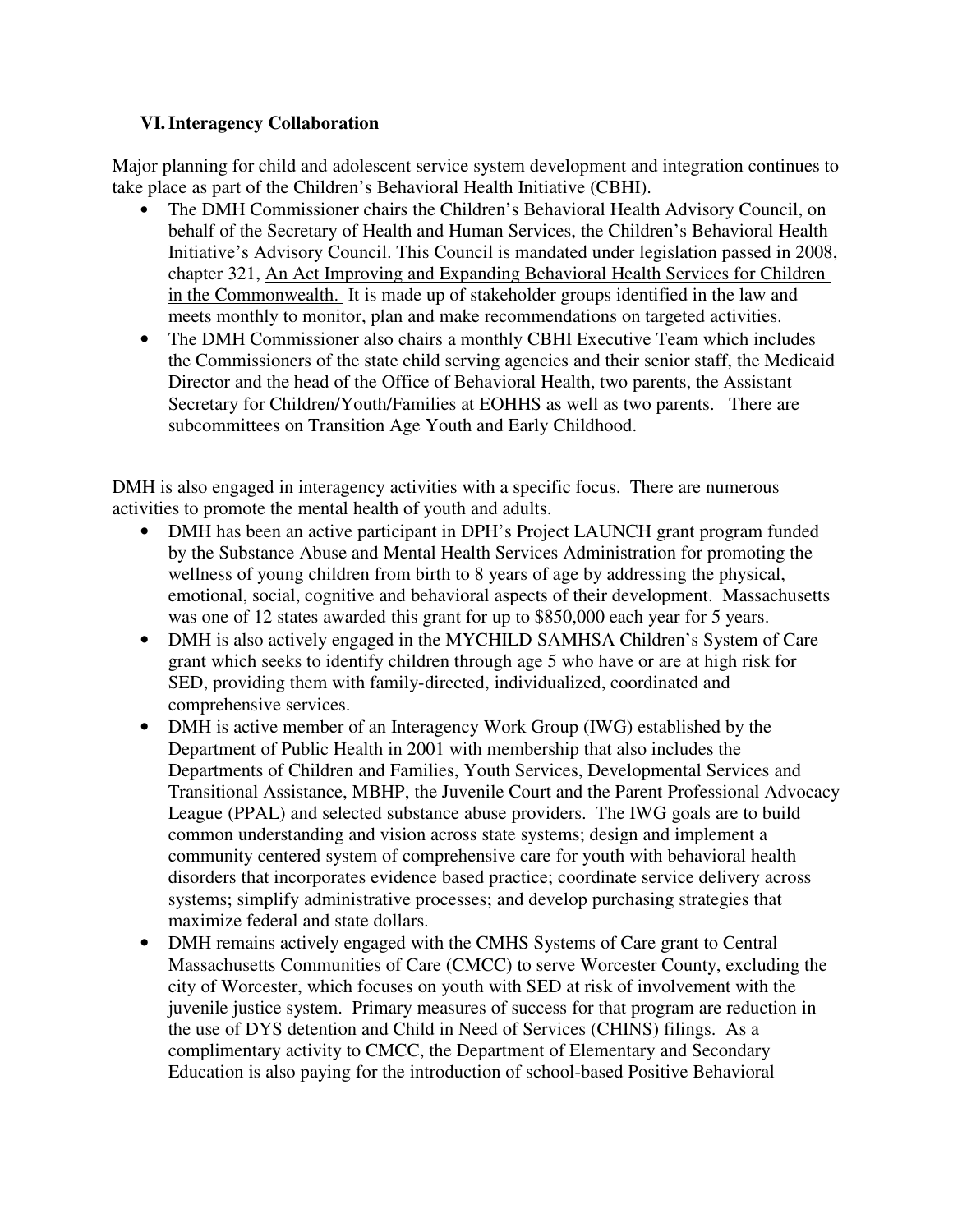## VI. Interagency Collaboration

Major planning for child and adolescent service system development and integration continues to take place as part of the Children's Behavioral Health Initiative (CBHI).

- The DMH Commissioner chairs the Children's Behavioral Health Advisory Council, on behalf of the Secretary of Health and Human Services, the Children's Behavioral Health Initiative's Advisory Council. This Council is mandated under legislation passed in 2008, chapter 321, An Act Improving and Expanding Behavioral Health Services for Children in the Commonwealth. It is made up of stakeholder groups identified in the law and meets monthly to monitor, plan and make recommendations on targeted activities.
- The DMH Commissioner also chairs a monthly CBHI Executive Team which includes the Commissioners of the state child serving agencies and their senior staff, the Medicaid Director and the head of the Office of Behavioral Health, two parents, the Assistant Secretary for Children/Youth/Families at EOHHS as well as two parents. There are subcommittees on Transition Age Youth and Early Childhood.

DMH is also engaged in interagency activities with a specific focus. There are numerous activities to promote the mental health of youth and adults.

- DMH has been an active participant in DPH's Project LAUNCH grant program funded by the Substance Abuse and Mental Health Services Administration for promoting the wellness of young children from birth to 8 years of age by addressing the physical, emotional, social, cognitive and behavioral aspects of their development. Massachusetts was one of 12 states awarded this grant for up to $850,000 each year for 5 years.
- DMH is also actively engaged in the MYCHILD SAMHSA Children's System of Care grant which seeks to identify children through age 5 who have or are at high risk for SED, providing them with family-directed, individualized, coordinated and comprehensive services.
- DMH is active member of an Interagency Work Group (IWG) established by the Department of Public Health in 2001 with membership that also includes the Departments of Children and Families, Youth Services, Developmental Services and Transitional Assistance, MBHP, the Juvenile Court and the Parent Professional Advocacy League (PPAL) and selected substance abuse providers. The IWG goals are to build common understanding and vision across state systems; design and implement a community centered system of comprehensive care for youth with behavioral health disorders that incorporates evidence based practice; coordinate service delivery across systems; simplify administrative processes; and develop purchasing strategies that maximize federal and state dollars.
- DMH remains actively engaged with the CMHS Systems of Care grant to Central Massachusetts Communities of Care (CMCC) to serve Worcester County, excluding the city of Worcester, which focuses on youth with SED at risk of involvement with the juvenile justice system. Primary measures of success for that program are reduction in the use of DYS detention and Child in Need of Services (CHINS) filings. As a complimentary activity to CMCC, the Department of Elementary and Secondary Education is also paying for the introduction of school-based Positive Behavioral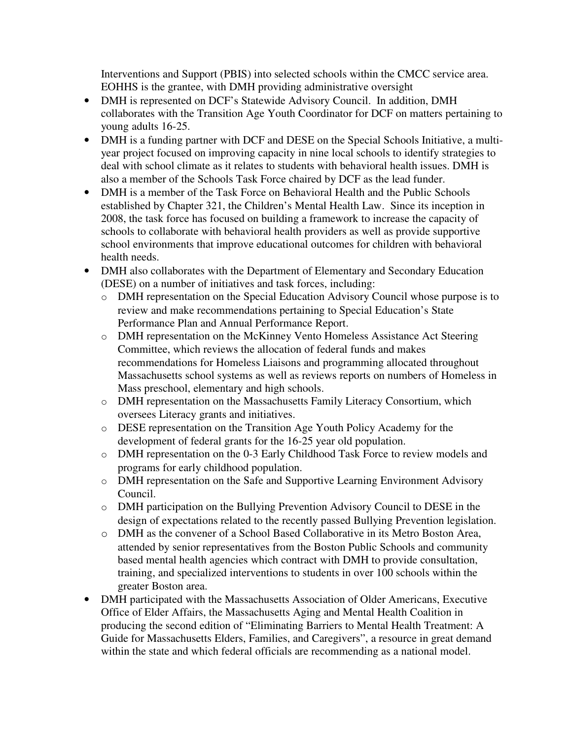Interventions and Support (PBIS) into selected schools within the CMCC service area. EOHHS is the grantee, with DMH providing administrative oversight

- DMH is represented on DCF's Statewide Advisory Council. In addition, DMH collaborates with the Transition Age Youth Coordinator for DCF on matters pertaining to young adults 16-25.
- DMH is a funding partner with DCF and DESE on the Special Schools Initiative, a multi-year project focused on improving capacity in nine local schools to identify strategies to deal with school climate as it relates to students with behavioral health issues. DMH is also a member of the Schools Task Force chaired by DCF as the lead funder.
- DMH is a member of the Task Force on Behavioral Health and the Public Schools established by Chapter 321, the Children's Mental Health Law. Since its inception in 2008, the task force has focused on building a framework to increase the capacity of schools to collaborate with behavioral health providers as well as provide supportive school environments that improve educational outcomes for children with behavioral health needs.
- DMH also collaborates with the Department of Elementary and Secondary Education (DESE) on a number of initiatives and task forces, including:
  - DMH representation on the Special Education Advisory Council whose purpose is to review and make recommendations pertaining to Special Education's State Performance Plan and Annual Performance Report.
  - DMH representation on the McKinney Vento Homeless Assistance Act Steering Committee, which reviews the allocation of federal funds and makes recommendations for Homeless Liaisons and programming allocated throughout Massachusetts school systems as well as reviews reports on numbers of Homeless in Mass preschool, elementary and high schools.
  - DMH representation on the Massachusetts Family Literacy Consortium, which oversees Literacy grants and initiatives.
  - DESE representation on the Transition Age Youth Policy Academy for the development of federal grants for the 16-25 year old population.
  - DMH representation on the 0-3 Early Childhood Task Force to review models and programs for early childhood population.
  - DMH representation on the Safe and Supportive Learning Environment Advisory Council.
  - DMH participation on the Bullying Prevention Advisory Council to DESE in the design of expectations related to the recently passed Bullying Prevention legislation.
  - DMH as the convener of a School Based Collaborative in its Metro Boston Area, attended by senior representatives from the Boston Public Schools and community based mental health agencies which contract with DMH to provide consultation, training, and specialized interventions to students in over 100 schools within the greater Boston area.
- DMH participated with the Massachusetts Association of Older Americans, Executive Office of Elder Affairs, the Massachusetts Aging and Mental Health Coalition in producing the second edition of "Eliminating Barriers to Mental Health Treatment: A Guide for Massachusetts Elders, Families, and Caregivers", a resource in great demand within the state and which federal officials are recommending as a national model.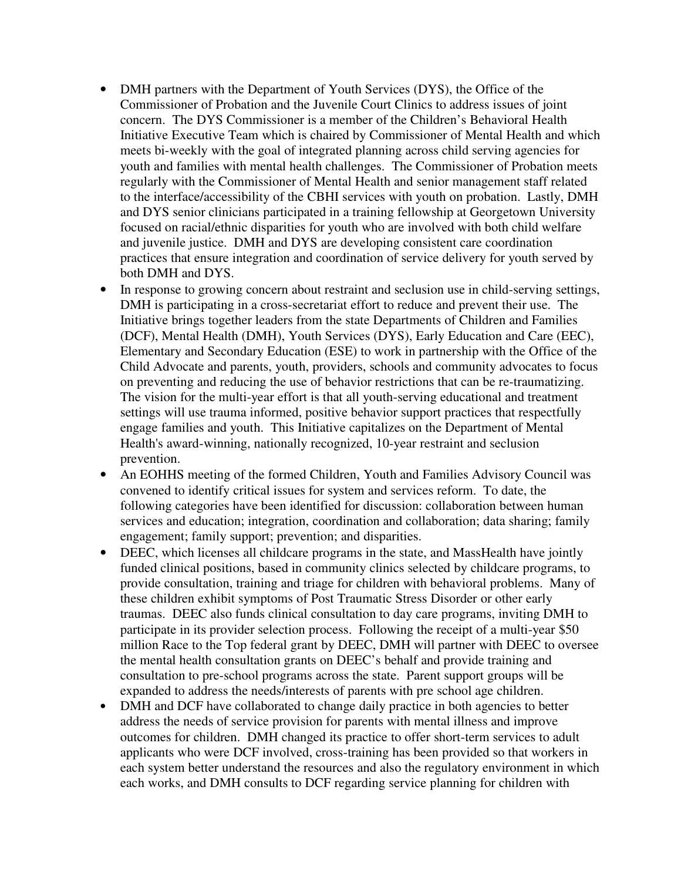- DMH partners with the Department of Youth Services (DYS), the Office of the Commissioner of Probation and the Juvenile Court Clinics to address issues of joint concern. The DYS Commissioner is a member of the Children's Behavioral Health Initiative Executive Team which is chaired by Commissioner of Mental Health and which meets bi-weekly with the goal of integrated planning across child serving agencies for youth and families with mental health challenges. The Commissioner of Probation meets regularly with the Commissioner of Mental Health and senior management staff related to the interface/accessibility of the CBHI services with youth on probation. Lastly, DMH and DYS senior clinicians participated in a training fellowship at Georgetown University focused on racial/ethnic disparities for youth who are involved with both child welfare and juvenile justice. DMH and DYS are developing consistent care coordination practices that ensure integration and coordination of service delivery for youth served by both DMH and DYS.
- In response to growing concern about restraint and seclusion use in child-serving settings, DMH is participating in a cross-secretariat effort to reduce and prevent their use. The Initiative brings together leaders from the state Departments of Children and Families (DCF), Mental Health (DMH), Youth Services (DYS), Early Education and Care (EEC), Elementary and Secondary Education (ESE) to work in partnership with the Office of the Child Advocate and parents, youth, providers, schools and community advocates to focus on preventing and reducing the use of behavior restrictions that can be re-traumatizing. The vision for the multi-year effort is that all youth-serving educational and treatment settings will use trauma informed, positive behavior support practices that respectfully engage families and youth. This Initiative capitalizes on the Department of Mental Health's award-winning, nationally recognized, 10-year restraint and seclusion prevention.
- An EOHHS meeting of the formed Children, Youth and Families Advisory Council was convened to identify critical issues for system and services reform. To date, the following categories have been identified for discussion: collaboration between human services and education; integration, coordination and collaboration; data sharing; family engagement; family support; prevention; and disparities.
- DEEC, which licenses all childcare programs in the state, and MassHealth have jointly funded clinical positions, based in community clinics selected by childcare programs, to provide consultation, training and triage for children with behavioral problems. Many of these children exhibit symptoms of Post Traumatic Stress Disorder or other early traumas. DEEC also funds clinical consultation to day care programs, inviting DMH to participate in its provider selection process. Following the receipt of a multi-year $50 million Race to the Top federal grant by DEEC, DMH will partner with DEEC to oversee the mental health consultation grants on DEEC's behalf and provide training and consultation to pre-school programs across the state. Parent support groups will be expanded to address the needs/interests of parents with pre school age children.
- DMH and DCF have collaborated to change daily practice in both agencies to better address the needs of service provision for parents with mental illness and improve outcomes for children. DMH changed its practice to offer short-term services to adult applicants who were DCF involved, cross-training has been provided so that workers in each system better understand the resources and also the regulatory environment in which each works, and DMH consults to DCF regarding service planning for children with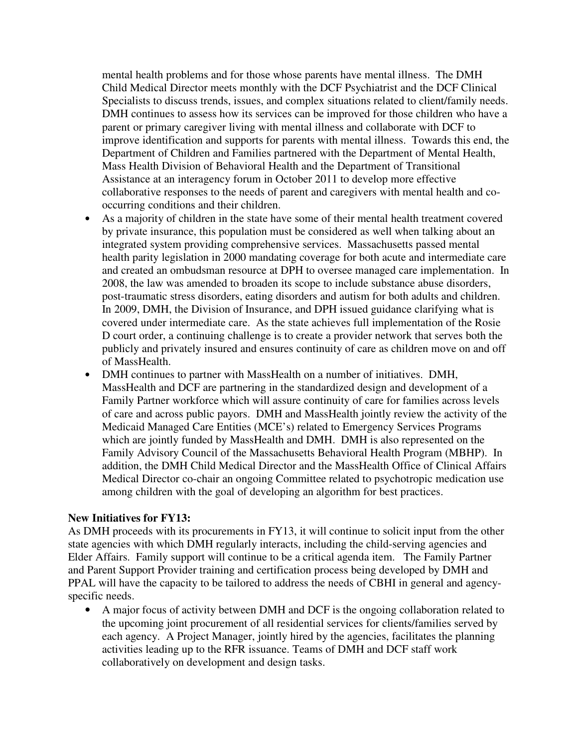mental health problems and for those whose parents have mental illness. The DMH Child Medical Director meets monthly with the DCF Psychiatrist and the DCF Clinical Specialists to discuss trends, issues, and complex situations related to client/family needs. DMH continues to assess how its services can be improved for those children who have a parent or primary caregiver living with mental illness and collaborate with DCF to improve identification and supports for parents with mental illness. Towards this end, the Department of Children and Families partnered with the Department of Mental Health, Mass Health Division of Behavioral Health and the Department of Transitional Assistance at an interagency forum in October 2011 to develop more effective collaborative responses to the needs of parent and caregivers with mental health and co-occurring conditions and their children.

- As a majority of children in the state have some of their mental health treatment covered by private insurance, this population must be considered as well when talking about an integrated system providing comprehensive services. Massachusetts passed mental health parity legislation in 2000 mandating coverage for both acute and intermediate care and created an ombudsman resource at DPH to oversee managed care implementation. In 2008, the law was amended to broaden its scope to include substance abuse disorders, post-traumatic stress disorders, eating disorders and autism for both adults and children. In 2009, DMH, the Division of Insurance, and DPH issued guidance clarifying what is covered under intermediate care. As the state achieves full implementation of the Rosie D court order, a continuing challenge is to create a provider network that serves both the publicly and privately insured and ensures continuity of care as children move on and off of MassHealth.
- DMH continues to partner with MassHealth on a number of initiatives. DMH, MassHealth and DCF are partnering in the standardized design and development of a Family Partner workforce which will assure continuity of care for families across levels of care and across public payors. DMH and MassHealth jointly review the activity of the Medicaid Managed Care Entities (MCE's) related to Emergency Services Programs which are jointly funded by MassHealth and DMH. DMH is also represented on the Family Advisory Council of the Massachusetts Behavioral Health Program (MBHP). In addition, the DMH Child Medical Director and the MassHealth Office of Clinical Affairs Medical Director co-chair an ongoing Committee related to psychotropic medication use among children with the goal of developing an algorithm for best practices.

**New Initiatives for FY13:**

As DMH proceeds with its procurements in FY13, it will continue to solicit input from the other state agencies with which DMH regularly interacts, including the child-serving agencies and Elder Affairs. Family support will continue to be a critical agenda item. The Family Partner and Parent Support Provider training and certification process being developed by DMH and PPAL will have the capacity to be tailored to address the needs of CBHI in general and agency-specific needs.

- A major focus of activity between DMH and DCF is the ongoing collaboration related to the upcoming joint procurement of all residential services for clients/families served by each agency. A Project Manager, jointly hired by the agencies, facilitates the planning activities leading up to the RFR issuance. Teams of DMH and DCF staff work collaboratively on development and design tasks.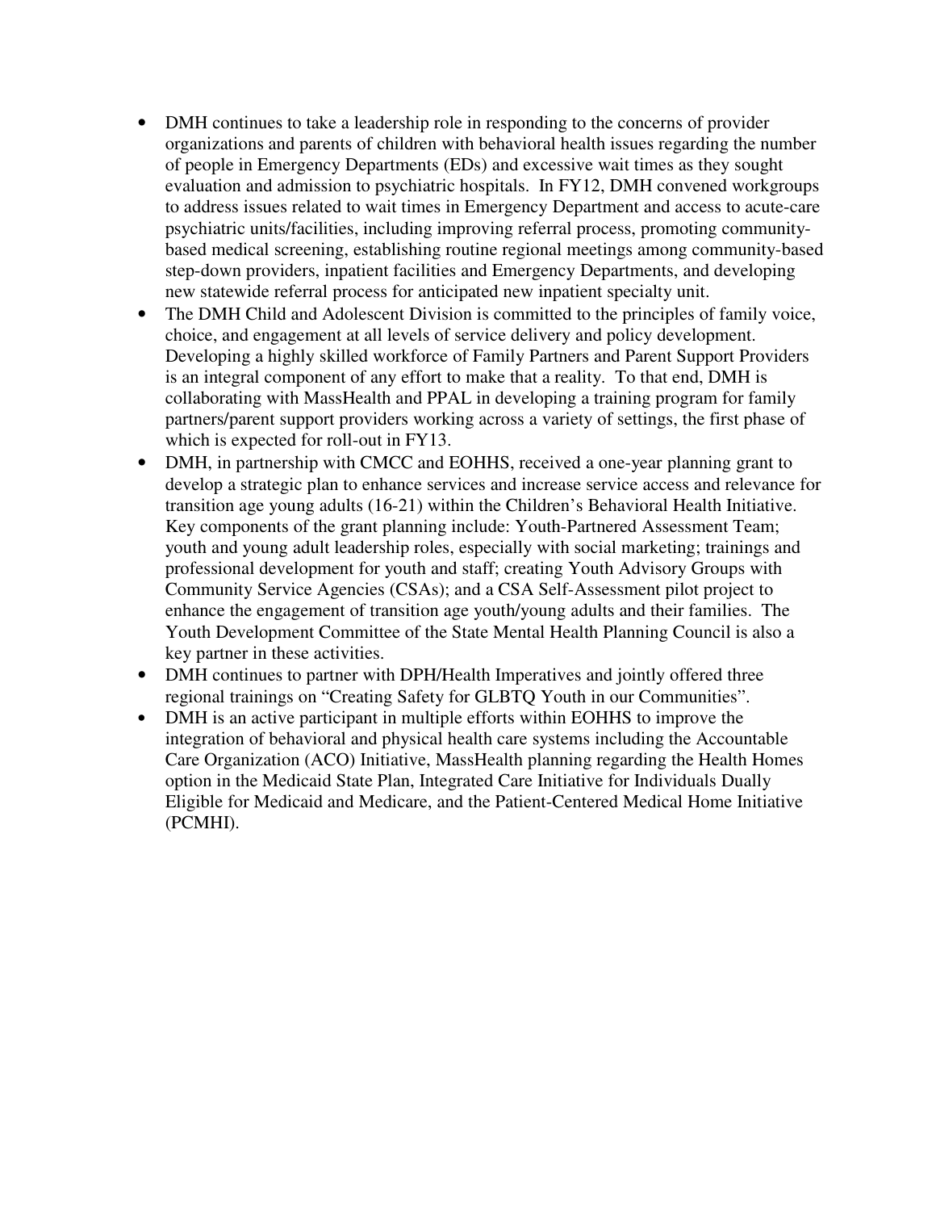- DMH continues to take a leadership role in responding to the concerns of provider organizations and parents of children with behavioral health issues regarding the number of people in Emergency Departments (EDs) and excessive wait times as they sought evaluation and admission to psychiatric hospitals. In FY12, DMH convened workgroups to address issues related to wait times in Emergency Department and access to acute-care psychiatric units/facilities, including improving referral process, promoting community-based medical screening, establishing routine regional meetings among community-based step-down providers, inpatient facilities and Emergency Departments, and developing new statewide referral process for anticipated new inpatient specialty unit.
- The DMH Child and Adolescent Division is committed to the principles of family voice, choice, and engagement at all levels of service delivery and policy development. Developing a highly skilled workforce of Family Partners and Parent Support Providers is an integral component of any effort to make that a reality. To that end, DMH is collaborating with MassHealth and PPAL in developing a training program for family partners/parent support providers working across a variety of settings, the first phase of which is expected for roll-out in FY13.
- DMH, in partnership with CMCC and EOHHS, received a one-year planning grant to develop a strategic plan to enhance services and increase service access and relevance for transition age young adults (16-21) within the Children's Behavioral Health Initiative. Key components of the grant planning include: Youth-Partnered Assessment Team; youth and young adult leadership roles, especially with social marketing; trainings and professional development for youth and staff; creating Youth Advisory Groups with Community Service Agencies (CSAs); and a CSA Self-Assessment pilot project to enhance the engagement of transition age youth/young adults and their families. The Youth Development Committee of the State Mental Health Planning Council is also a key partner in these activities.
- DMH continues to partner with DPH/Health Imperatives and jointly offered three regional trainings on "Creating Safety for GLBTQ Youth in our Communities".
- DMH is an active participant in multiple efforts within EOHHS to improve the integration of behavioral and physical health care systems including the Accountable Care Organization (ACO) Initiative, MassHealth planning regarding the Health Homes option in the Medicaid State Plan, Integrated Care Initiative for Individuals Dually Eligible for Medicaid and Medicare, and the Patient-Centered Medical Home Initiative (PCMHI).